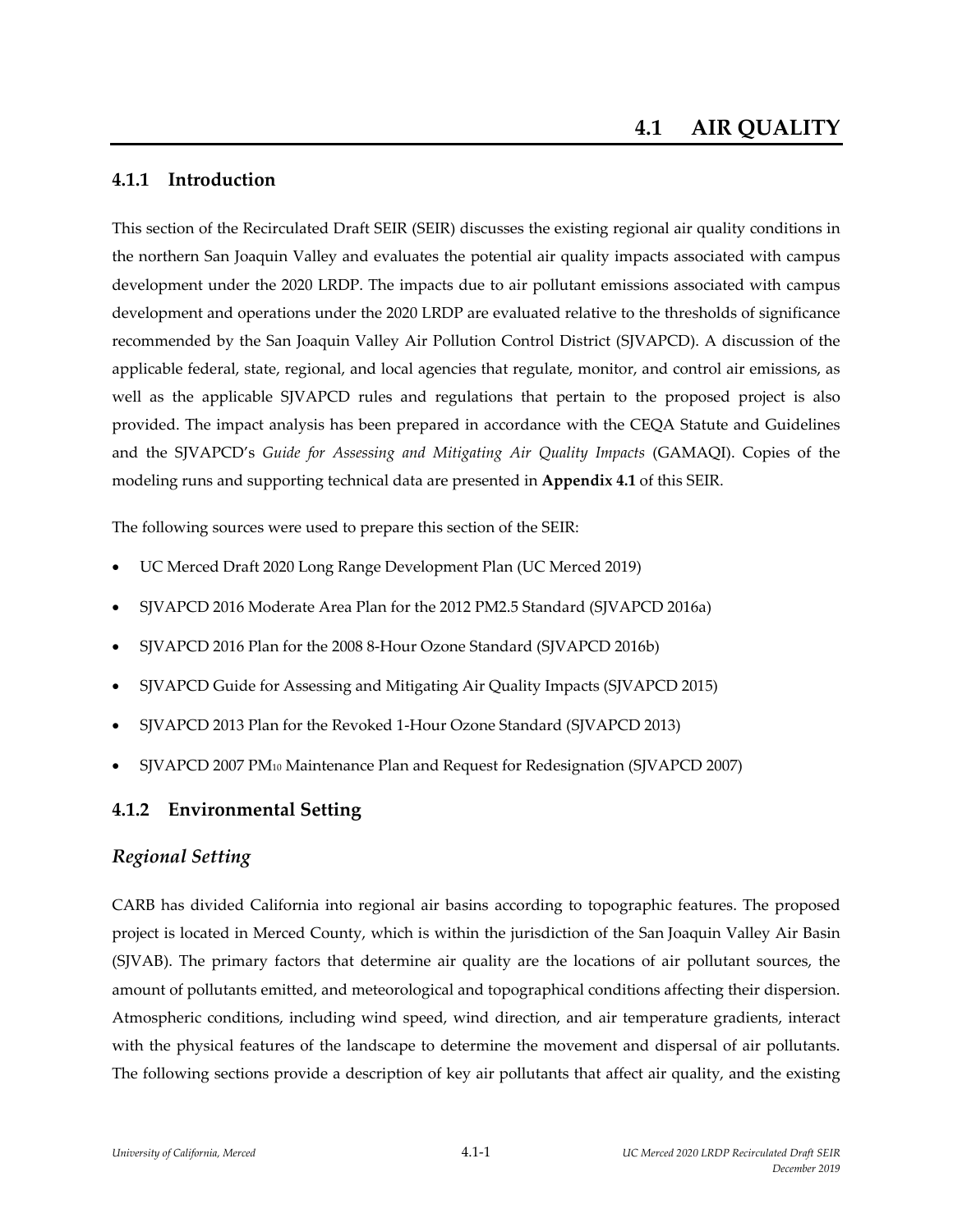# 4.1 AIR QUALITY

## 4.1.1 Introduction

This section of the Recirculated Draft SEIR (SEIR) discusses the existing regional air quality conditions in the northern San Joaquin Valley and evaluates the potential air quality impacts associated with campus development under the 2020 LRDP. The impacts due to air pollutant emissions associated with campus development and operations under the 2020 LRDP are evaluated relative to the thresholds of significance recommended by the San Joaquin Valley Air Pollution Control District (SJVAPCD). A discussion of the applicable federal, state, regional, and local agencies that regulate, monitor, and control air emissions, as well as the applicable SJVAPCD rules and regulations that pertain to the proposed project is also provided. The impact analysis has been prepared in accordance with the CEQA Statute and Guidelines and the SJVAPCD's *Guide for Assessing and Mitigating Air Quality Impacts* (GAMAQI). Copies of the modeling runs and supporting technical data are presented in **Appendix 4.1** of this SEIR.

The following sources were used to prepare this section of the SEIR:

- UC Merced Draft 2020 Long Range Development Plan (UC Merced 2019)
- SJVAPCD 2016 Moderate Area Plan for the 2012 PM2.5 Standard (SJVAPCD 2016a)
- SJVAPCD 2016 Plan for the 2008 8-Hour Ozone Standard (SJVAPCD 2016b)
- SJVAPCD Guide for Assessing and Mitigating Air Quality Impacts (SJVAPCD 2015)
- SJVAPCD 2013 Plan for the Revoked 1-Hour Ozone Standard (SJVAPCD 2013)
- SJVAPCD 2007 $PM_{10}$ Maintenance Plan and Request for Redesignation (SJVAPCD 2007)

## 4.1.2 Environmental Setting

### *Regional Setting*

CARB has divided California into regional air basins according to topographic features. The proposed project is located in Merced County, which is within the jurisdiction of the San Joaquin Valley Air Basin (SJVAB). The primary factors that determine air quality are the locations of air pollutant sources, the amount of pollutants emitted, and meteorological and topographical conditions affecting their dispersion. Atmospheric conditions, including wind speed, wind direction, and air temperature gradients, interact with the physical features of the landscape to determine the movement and dispersal of air pollutants. The following sections provide a description of key air pollutants that affect air quality, and the existing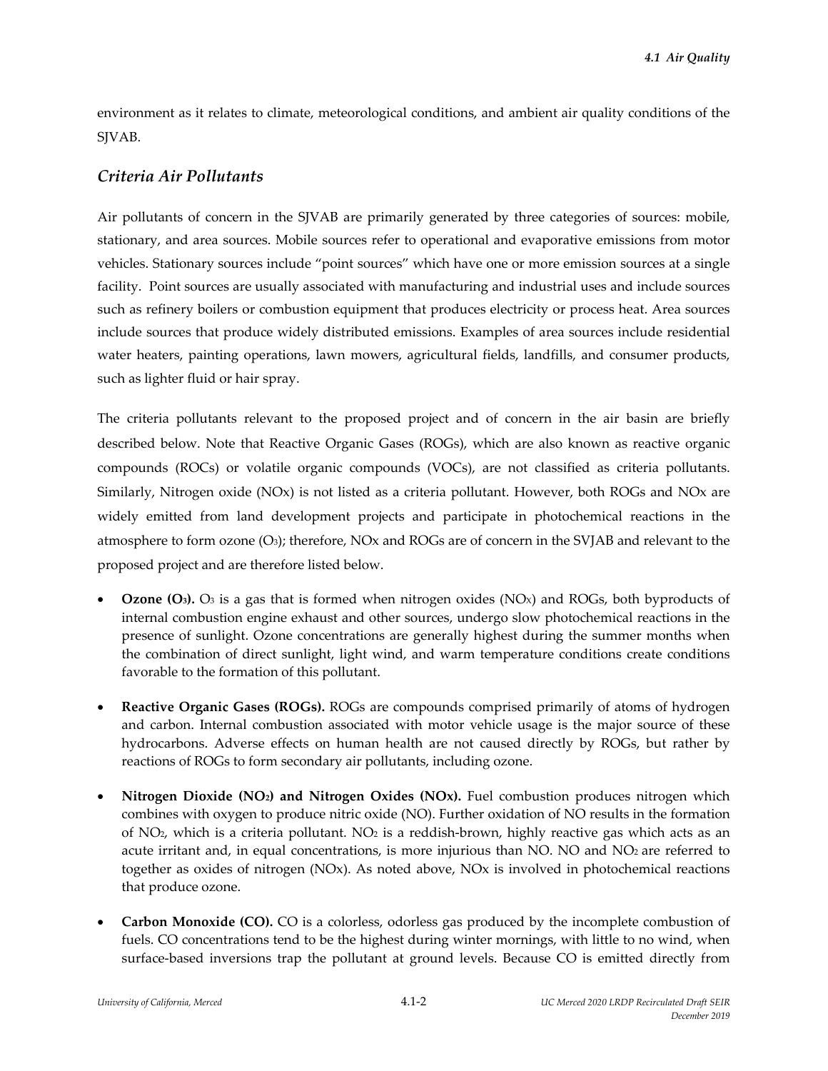environment as it relates to climate, meteorological conditions, and ambient air quality conditions of the SJVAB.

### *Criteria Air Pollutants*

Air pollutants of concern in the SJVAB are primarily generated by three categories of sources: mobile, stationary, and area sources. Mobile sources refer to operational and evaporative emissions from motor vehicles. Stationary sources include "point sources" which have one or more emission sources at a single facility. Point sources are usually associated with manufacturing and industrial uses and include sources such as refinery boilers or combustion equipment that produces electricity or process heat. Area sources include sources that produce widely distributed emissions. Examples of area sources include residential water heaters, painting operations, lawn mowers, agricultural fields, landfills, and consumer products, such as lighter fluid or hair spray.

The criteria pollutants relevant to the proposed project and of concern in the air basin are briefly described below. Note that Reactive Organic Gases (ROGs), which are also known as reactive organic compounds (ROCs) or volatile organic compounds (VOCs), are not classified as criteria pollutants. Similarly, Nitrogen oxide (NOx) is not listed as a criteria pollutant. However, both ROGs and NOx are widely emitted from land development projects and participate in photochemical reactions in the atmosphere to form ozone ($O_3$); therefore, NOx and ROGs are of concern in the SVJAB and relevant to the proposed project and are therefore listed below.

- **Ozone ($O_3$).** $O_3$ is a gas that is formed when nitrogen oxides ($NO_X$) and ROGs, both byproducts of internal combustion engine exhaust and other sources, undergo slow photochemical reactions in the presence of sunlight. Ozone concentrations are generally highest during the summer months when the combination of direct sunlight, light wind, and warm temperature conditions create conditions favorable to the formation of this pollutant.
- **Reactive Organic Gases (ROGs).** ROGs are compounds comprised primarily of atoms of hydrogen and carbon. Internal combustion associated with motor vehicle usage is the major source of these hydrocarbons. Adverse effects on human health are not caused directly by ROGs, but rather by reactions of ROGs to form secondary air pollutants, including ozone.
- **Nitrogen Dioxide ($NO_2$) and Nitrogen Oxides (NOx).** Fuel combustion produces nitrogen which combines with oxygen to produce nitric oxide (NO). Further oxidation of NO results in the formation of $NO_2$, which is a criteria pollutant. $NO_2$ is a reddish-brown, highly reactive gas which acts as an acute irritant and, in equal concentrations, is more injurious than NO. NO and $NO_2$ are referred to together as oxides of nitrogen (NOx). As noted above, NOx is involved in photochemical reactions that produce ozone.
- **Carbon Monoxide (CO).** CO is a colorless, odorless gas produced by the incomplete combustion of fuels. CO concentrations tend to be the highest during winter mornings, with little to no wind, when surface-based inversions trap the pollutant at ground levels. Because CO is emitted directly from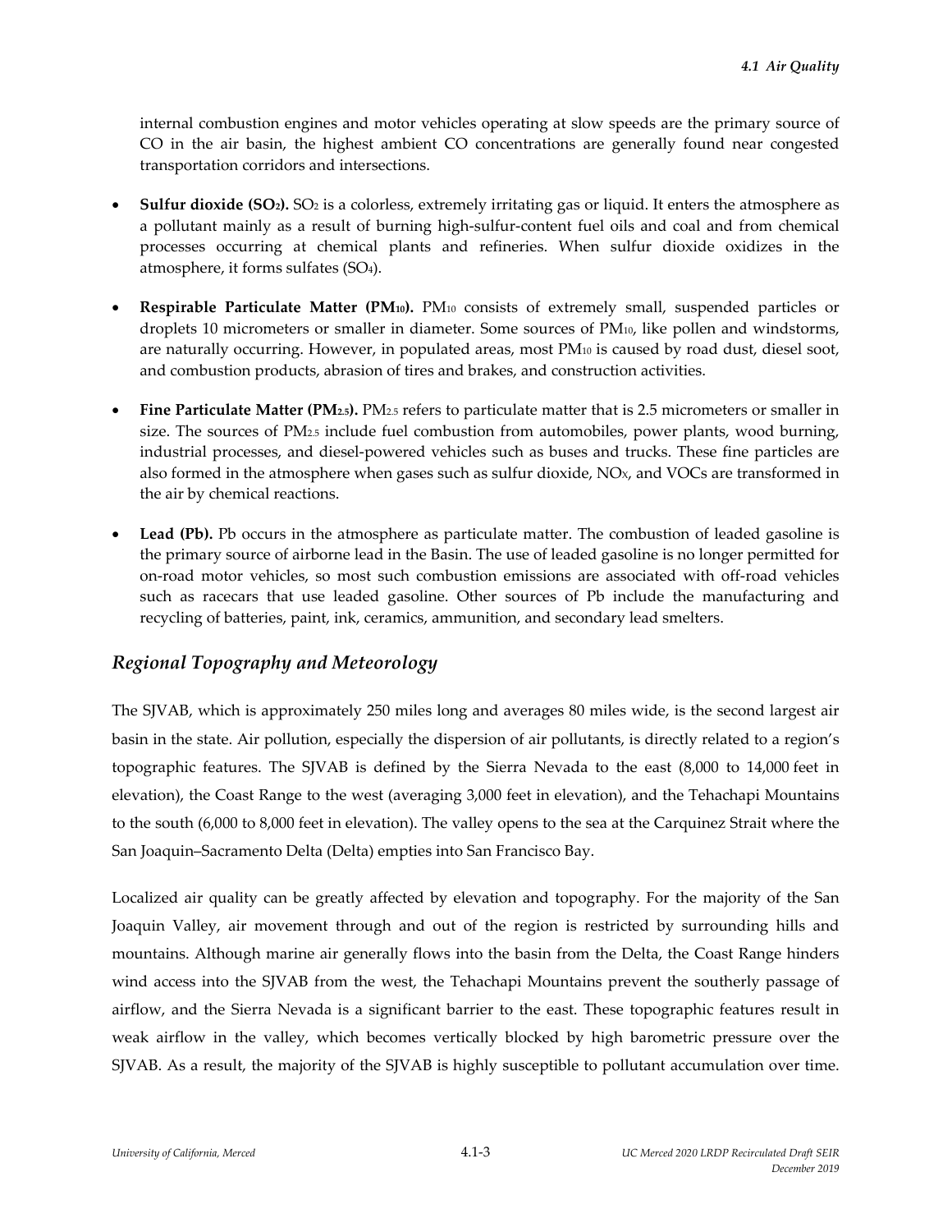internal combustion engines and motor vehicles operating at slow speeds are the primary source of CO in the air basin, the highest ambient CO concentrations are generally found near congested transportation corridors and intersections.

- **Sulfur dioxide ($SO_2$).** $SO_2$ is a colorless, extremely irritating gas or liquid. It enters the atmosphere as a pollutant mainly as a result of burning high-sulfur-content fuel oils and coal and from chemical processes occurring at chemical plants and refineries. When sulfur dioxide oxidizes in the atmosphere, it forms sulfates ($SO_4$).

- **Respirable Particulate Matter ($PM_{10}$).** $PM_{10}$ consists of extremely small, suspended particles or droplets 10 micrometers or smaller in diameter. Some sources of $PM_{10}$, like pollen and windstorms, are naturally occurring. However, in populated areas, most $PM_{10}$ is caused by road dust, diesel soot, and combustion products, abrasion of tires and brakes, and construction activities.

- **Fine Particulate Matter ($PM_{2.5}$).** $PM_{2.5}$ refers to particulate matter that is 2.5 micrometers or smaller in size. The sources of $PM_{2.5}$ include fuel combustion from automobiles, power plants, wood burning, industrial processes, and diesel-powered vehicles such as buses and trucks. These fine particles are also formed in the atmosphere when gases such as sulfur dioxide, $NO_X$, and VOCs are transformed in the air by chemical reactions.

- **Lead (Pb).** Pb occurs in the atmosphere as particulate matter. The combustion of leaded gasoline is the primary source of airborne lead in the Basin. The use of leaded gasoline is no longer permitted for on-road motor vehicles, so most such combustion emissions are associated with off-road vehicles such as racecars that use leaded gasoline. Other sources of Pb include the manufacturing and recycling of batteries, paint, ink, ceramics, ammunition, and secondary lead smelters.

## *Regional Topography and Meteorology*

The SJVAB, which is approximately 250 miles long and averages 80 miles wide, is the second largest air basin in the state. Air pollution, especially the dispersion of air pollutants, is directly related to a region's topographic features. The SJVAB is defined by the Sierra Nevada to the east (8,000 to 14,000 feet in elevation), the Coast Range to the west (averaging 3,000 feet in elevation), and the Tehachapi Mountains to the south (6,000 to 8,000 feet in elevation). The valley opens to the sea at the Carquinez Strait where the San Joaquin–Sacramento Delta (Delta) empties into San Francisco Bay.

Localized air quality can be greatly affected by elevation and topography. For the majority of the San Joaquin Valley, air movement through and out of the region is restricted by surrounding hills and mountains. Although marine air generally flows into the basin from the Delta, the Coast Range hinders wind access into the SJVAB from the west, the Tehachapi Mountains prevent the southerly passage of airflow, and the Sierra Nevada is a significant barrier to the east. These topographic features result in weak airflow in the valley, which becomes vertically blocked by high barometric pressure over the SJVAB. As a result, the majority of the SJVAB is highly susceptible to pollutant accumulation over time.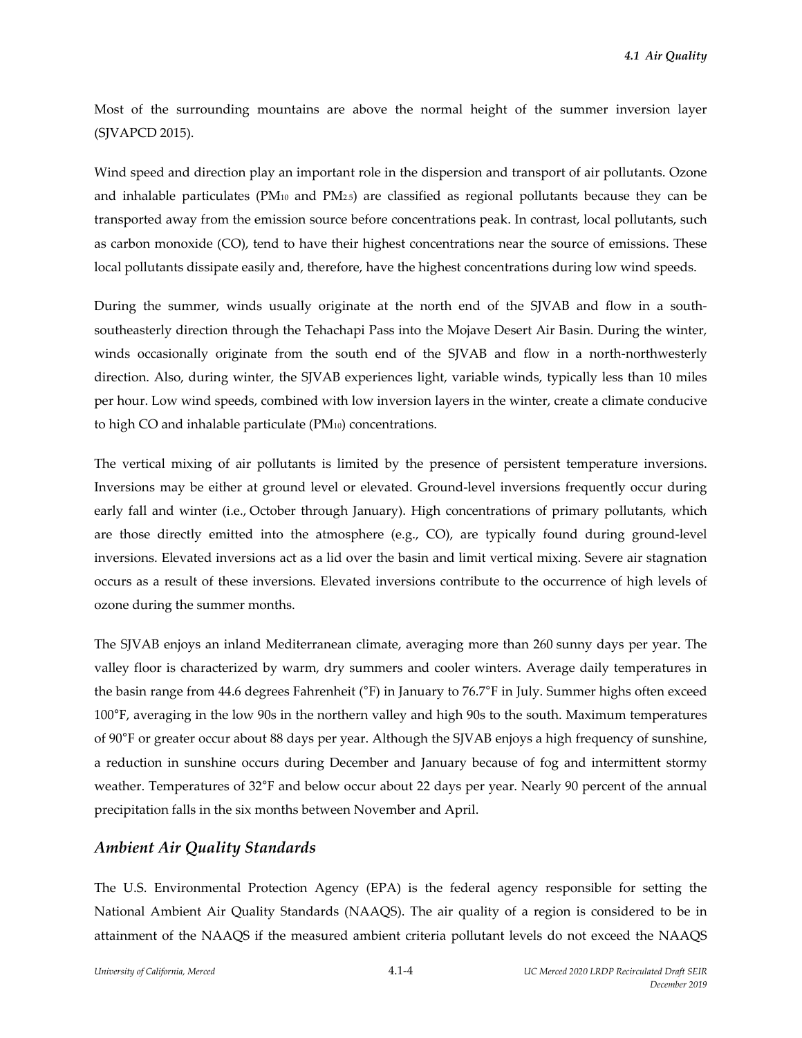Most of the surrounding mountains are above the normal height of the summer inversion layer (SJVAPCD 2015).

Wind speed and direction play an important role in the dispersion and transport of air pollutants. Ozone and inhalable particulates ($PM_{10}$ and $PM_{2.5}$) are classified as regional pollutants because they can be transported away from the emission source before concentrations peak. In contrast, local pollutants, such as carbon monoxide (CO), tend to have their highest concentrations near the source of emissions. These local pollutants dissipate easily and, therefore, have the highest concentrations during low wind speeds.

During the summer, winds usually originate at the north end of the SJVAB and flow in a south-southeasterly direction through the Tehachapi Pass into the Mojave Desert Air Basin. During the winter, winds occasionally originate from the south end of the SJVAB and flow in a north-northwesterly direction. Also, during winter, the SJVAB experiences light, variable winds, typically less than 10 miles per hour. Low wind speeds, combined with low inversion layers in the winter, create a climate conducive to high CO and inhalable particulate ($PM_{10}$) concentrations.

The vertical mixing of air pollutants is limited by the presence of persistent temperature inversions. Inversions may be either at ground level or elevated. Ground-level inversions frequently occur during early fall and winter (i.e., October through January). High concentrations of primary pollutants, which are those directly emitted into the atmosphere (e.g., CO), are typically found during ground-level inversions. Elevated inversions act as a lid over the basin and limit vertical mixing. Severe air stagnation occurs as a result of these inversions. Elevated inversions contribute to the occurrence of high levels of ozone during the summer months.

The SJVAB enjoys an inland Mediterranean climate, averaging more than 260 sunny days per year. The valley floor is characterized by warm, dry summers and cooler winters. Average daily temperatures in the basin range from 44.6 degrees Fahrenheit (°F) in January to 76.7°F in July. Summer highs often exceed 100°F, averaging in the low 90s in the northern valley and high 90s to the south. Maximum temperatures of 90°F or greater occur about 88 days per year. Although the SJVAB enjoys a high frequency of sunshine, a reduction in sunshine occurs during December and January because of fog and intermittent stormy weather. Temperatures of 32°F and below occur about 22 days per year. Nearly 90 percent of the annual precipitation falls in the six months between November and April.

### *Ambient Air Quality Standards*

The U.S. Environmental Protection Agency (EPA) is the federal agency responsible for setting the National Ambient Air Quality Standards (NAAQS). The air quality of a region is considered to be in attainment of the NAAQS if the measured ambient criteria pollutant levels do not exceed the NAAQS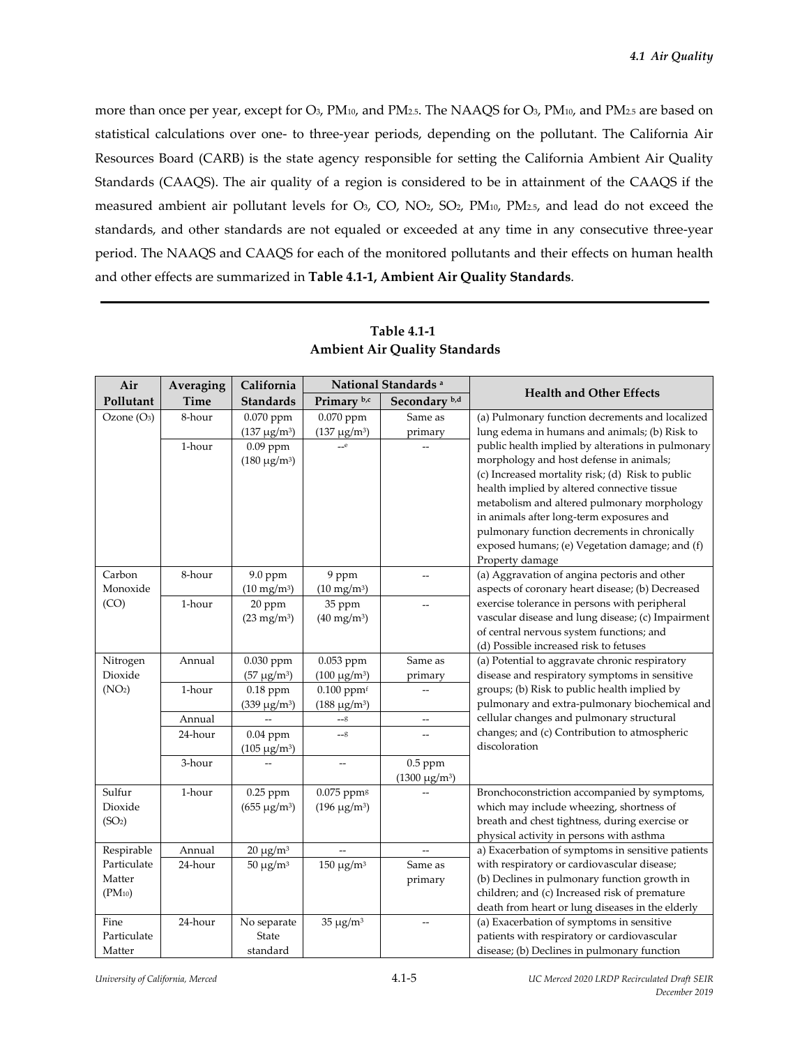more than once per year, except for $O_3$, $PM_{10}$, and $PM_{2.5}$. The NAAQS for $O_3$, $PM_{10}$, and $PM_{2.5}$ are based on statistical calculations over one- to three-year periods, depending on the pollutant. The California Air Resources Board (CARB) is the state agency responsible for setting the California Ambient Air Quality Standards (CAAQS). The air quality of a region is considered to be in attainment of the CAAQS if the measured ambient air pollutant levels for $O_3$, CO, $NO_2$, $SO_2$, $PM_{10}$, $PM_{2.5}$, and lead do not exceed the standards, and other standards are not equaled or exceeded at any time in any consecutive three-year period. The NAAQS and CAAQS for each of the monitored pollutants and their effects on human health and other effects are summarized in **Table 4.1-1, Ambient Air Quality Standards**.

**Table 4.1-1**
**Ambient Air Quality Standards**

| Air Pollutant | Averaging Time | California Standards | National Standards [a] | | Health and Other Effects |
|---|---|---|---|---|---|
| | | | Primary [b,c] | Secondary [b,d] | |
| Ozone ($O_3$) | 8-hour | 0.070 ppm (137 μg/m³) | 0.070 ppm (137 μg/m³) | Same as primary | (a) Pulmonary function decrements and localized lung edema in humans and animals; (b) Risk to public health implied by alterations in pulmonary morphology and host defense in animals; (c) Increased mortality risk; (d) Risk to public health implied by altered connective tissue metabolism and altered pulmonary morphology in animals after long-term exposures and pulmonary function decrements in chronically exposed humans; (e) Vegetation damage; and (f) Property damage |
| | 1-hour | 0.09 ppm (180 μg/m³) | --[e] | -- | |
| Carbon Monoxide (CO) | 8-hour | 9.0 ppm (10 mg/m³) | 9 ppm (10 mg/m³) | -- | (a) Aggravation of angina pectoris and other aspects of coronary heart disease; (b) Decreased exercise tolerance in persons with peripheral vascular disease and lung disease; (c) Impairment of central nervous system functions; and (d) Possible increased risk to fetuses |
| | 1-hour | 20 ppm (23 mg/m³) | 35 ppm (40 mg/m³) | -- | |
| Nitrogen Dioxide ($NO_2$) | Annual | 0.030 ppm (57 μg/m³) | 0.053 ppm (100 μg/m³) | Same as primary | (a) Potential to aggravate chronic respiratory disease and respiratory symptoms in sensitive groups; (b) Risk to public health implied by pulmonary and extra-pulmonary biochemical and cellular changes and pulmonary structural changes; and (c) Contribution to atmospheric discoloration |
| | 1-hour | 0.18 ppm (339 μg/m³) | 0.100 ppm[f] (188 μg/m³) | -- | |
| | Annual | -- | --[g] | -- | |
| | 24-hour | 0.04 ppm (105 μg/m³) | --[g] | -- | |
| | 3-hour | -- | -- | 0.5 ppm (1300 μg/m³) | |
| Sulfur Dioxide ($SO_2$) | 1-hour | 0.25 ppm (655 μg/m³) | 0.075 ppm[g] (196 μg/m³) | -- | Bronchoconstriction accompanied by symptoms, which may include wheezing, shortness of breath and chest tightness, during exercise or physical activity in persons with asthma |
| Respirable Particulate Matter ($PM_{10}$) | Annual | 20 μg/m³ | -- | -- | a) Exacerbation of symptoms in sensitive patients with respiratory or cardiovascular disease; (b) Declines in pulmonary function growth in children; and (c) Increased risk of premature death from heart or lung diseases in the elderly |
| | 24-hour | 50 μg/m³ | 150 μg/m³ | Same as primary | |
| Fine Particulate Matter | 24-hour | No separate State standard | 35 μg/m³ | -- | (a) Exacerbation of symptoms in sensitive patients with respiratory or cardiovascular disease; (b) Declines in pulmonary function |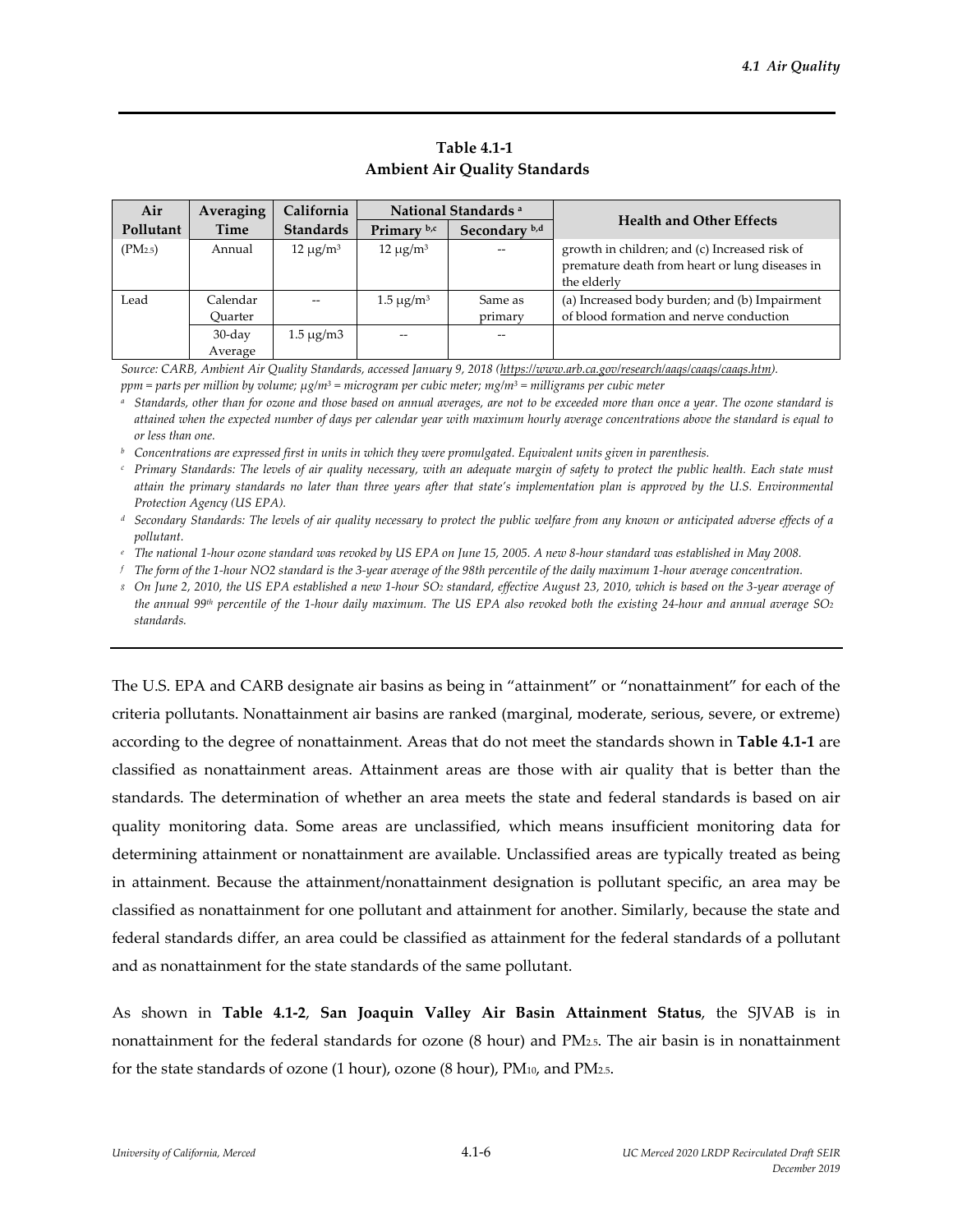**Table 4.1-1**
**Ambient Air Quality Standards**

| Air Pollutant | Averaging Time | California Standards | National Standards [a] | | Health and Other Effects |
|---|---|---|---|---|---|
| | | | Primary [b,c] | Secondary [b,d] | |
| ($PM_{2.5}$) | Annual | 12 μg/m³ | 12 μg/m³ | -- | growth in children; and (c) Increased risk of premature death from heart or lung diseases in the elderly |
| Lead | Calendar Quarter | -- | 1.5 μg/m³ | Same as primary | (a) Increased body burden; and (b) Impairment of blood formation and nerve conduction |
| | 30-day Average | 1.5 μg/m3 | -- | -- | |

*Source: CARB, Ambient Air Quality Standards, accessed January 9, 2018 (https://www.arb.ca.gov/research/aaqs/caaqs/caaqs.htm).*

*ppm = parts per million by volume; μg/m³ = microgram per cubic meter; mg/m³ = milligrams per cubic meter*

[a] *Standards, other than for ozone and those based on annual averages, are not to be exceeded more than once a year. The ozone standard is attained when the expected number of days per calendar year with maximum hourly average concentrations above the standard is equal to or less than one.*

[b] *Concentrations are expressed first in units in which they were promulgated. Equivalent units given in parenthesis.*

[c] *Primary Standards: The levels of air quality necessary, with an adequate margin of safety to protect the public health. Each state must attain the primary standards no later than three years after that state's implementation plan is approved by the U.S. Environmental Protection Agency (US EPA).*

[d] *Secondary Standards: The levels of air quality necessary to protect the public welfare from any known or anticipated adverse effects of a pollutant.*

[e] *The national 1-hour ozone standard was revoked by US EPA on June 15, 2005. A new 8-hour standard was established in May 2008.*

[f] *The form of the 1-hour NO2 standard is the 3-year average of the 98th percentile of the daily maximum 1-hour average concentration.*

[g] *On June 2, 2010, the US EPA established a new 1-hour $SO_2$ standard, effective August 23, 2010, which is based on the 3-year average of the annual 99th percentile of the 1-hour daily maximum. The US EPA also revoked both the existing 24-hour and annual average $SO_2$ standards.*

The U.S. EPA and CARB designate air basins as being in "attainment" or "nonattainment" for each of the criteria pollutants. Nonattainment air basins are ranked (marginal, moderate, serious, severe, or extreme) according to the degree of nonattainment. Areas that do not meet the standards shown in **Table 4.1-1** are classified as nonattainment areas. Attainment areas are those with air quality that is better than the standards. The determination of whether an area meets the state and federal standards is based on air quality monitoring data. Some areas are unclassified, which means insufficient monitoring data for determining attainment or nonattainment are available. Unclassified areas are typically treated as being in attainment. Because the attainment/nonattainment designation is pollutant specific, an area may be classified as nonattainment for one pollutant and attainment for another. Similarly, because the state and federal standards differ, an area could be classified as attainment for the federal standards of a pollutant and as nonattainment for the state standards of the same pollutant.

As shown in **Table 4.1-2**, **San Joaquin Valley Air Basin Attainment Status**, the SJVAB is in nonattainment for the federal standards for ozone (8 hour) and $PM_{2.5}$. The air basin is in nonattainment for the state standards of ozone (1 hour), ozone (8 hour), $PM_{10}$, and $PM_{2.5}$.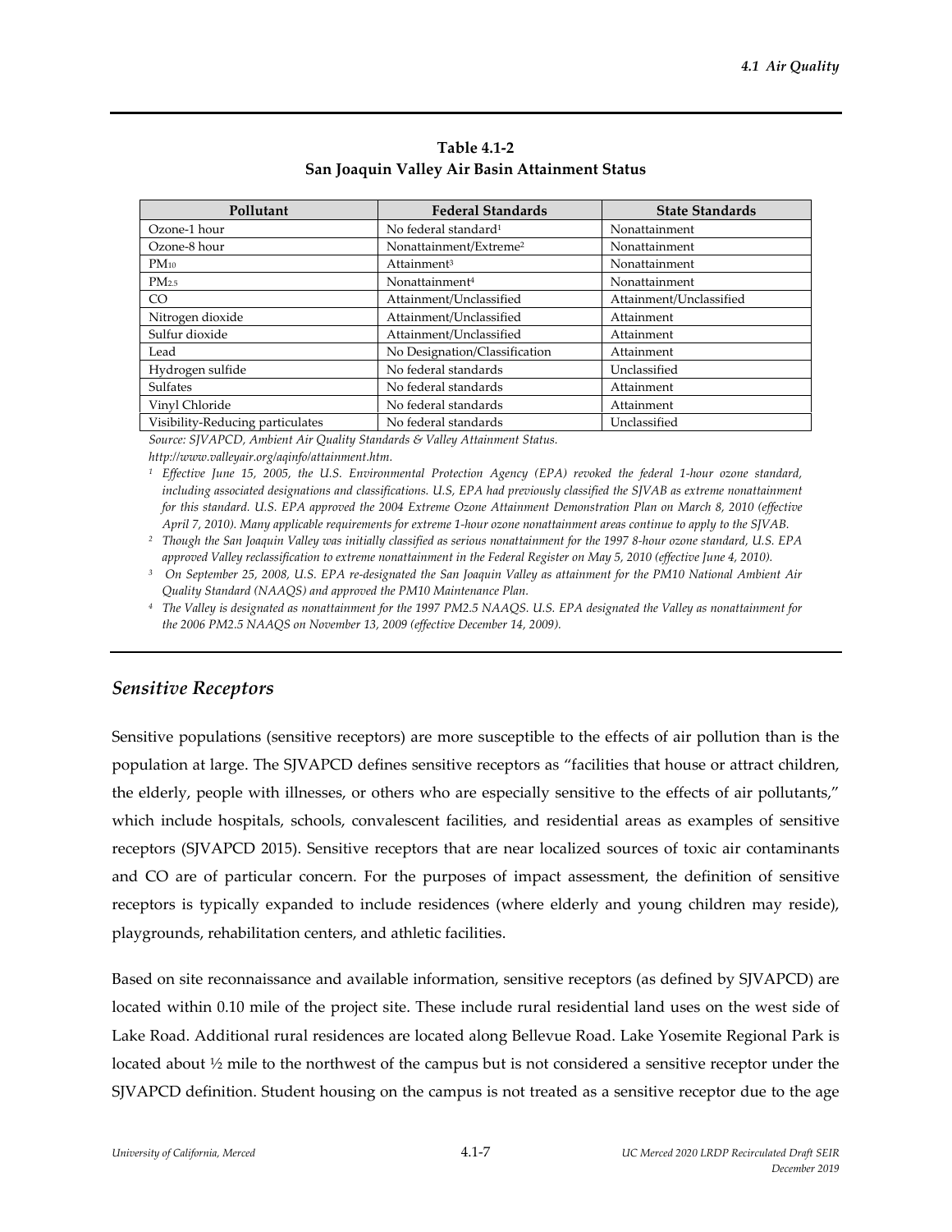**Table 4.1-2**
**San Joaquin Valley Air Basin Attainment Status**

| Pollutant | Federal Standards | State Standards |
|---|---|---|
| Ozone-1 hour | No federal standard[1] | Nonattainment |
| Ozone-8 hour | Nonattainment/Extreme[2] | Nonattainment |
| $PM_{10}$ | Attainment[3] | Nonattainment |
| $PM_{2.5}$ | Nonattainment[4] | Nonattainment |
| CO | Attainment/Unclassified | Attainment/Unclassified |
| Nitrogen dioxide | Attainment/Unclassified | Attainment |
| Sulfur dioxide | Attainment/Unclassified | Attainment |
| Lead | No Designation/Classification | Attainment |
| Hydrogen sulfide | No federal standards | Unclassified |
| Sulfates | No federal standards | Attainment |
| Vinyl Chloride | No federal standards | Attainment |
| Visibility-Reducing particulates | No federal standards | Unclassified |

*Source: SJVAPCD, Ambient Air Quality Standards & Valley Attainment Status. http://www.valleyair.org/aqinfo/attainment.htm.*

[1] *Effective June 15, 2005, the U.S. Environmental Protection Agency (EPA) revoked the federal 1-hour ozone standard, including associated designations and classifications. U.S, EPA had previously classified the SJVAB as extreme nonattainment for this standard. U.S. EPA approved the 2004 Extreme Ozone Attainment Demonstration Plan on March 8, 2010 (effective April 7, 2010). Many applicable requirements for extreme 1-hour ozone nonattainment areas continue to apply to the SJVAB.*

[2] *Though the San Joaquin Valley was initially classified as serious nonattainment for the 1997 8-hour ozone standard, U.S. EPA approved Valley reclassification to extreme nonattainment in the Federal Register on May 5, 2010 (effective June 4, 2010).*

[3] *On September 25, 2008, U.S. EPA re-designated the San Joaquin Valley as attainment for the PM10 National Ambient Air Quality Standard (NAAQS) and approved the PM10 Maintenance Plan.*

[4] *The Valley is designated as nonattainment for the 1997 PM2.5 NAAQS. U.S. EPA designated the Valley as nonattainment for the 2006 PM2.5 NAAQS on November 13, 2009 (effective December 14, 2009).*

## *Sensitive Receptors*

Sensitive populations (sensitive receptors) are more susceptible to the effects of air pollution than is the population at large. The SJVAPCD defines sensitive receptors as "facilities that house or attract children, the elderly, people with illnesses, or others who are especially sensitive to the effects of air pollutants," which include hospitals, schools, convalescent facilities, and residential areas as examples of sensitive receptors (SJVAPCD 2015). Sensitive receptors that are near localized sources of toxic air contaminants and CO are of particular concern. For the purposes of impact assessment, the definition of sensitive receptors is typically expanded to include residences (where elderly and young children may reside), playgrounds, rehabilitation centers, and athletic facilities.

Based on site reconnaissance and available information, sensitive receptors (as defined by SJVAPCD) are located within 0.10 mile of the project site. These include rural residential land uses on the west side of Lake Road. Additional rural residences are located along Bellevue Road. Lake Yosemite Regional Park is located about ½ mile to the northwest of the campus but is not considered a sensitive receptor under the SJVAPCD definition. Student housing on the campus is not treated as a sensitive receptor due to the age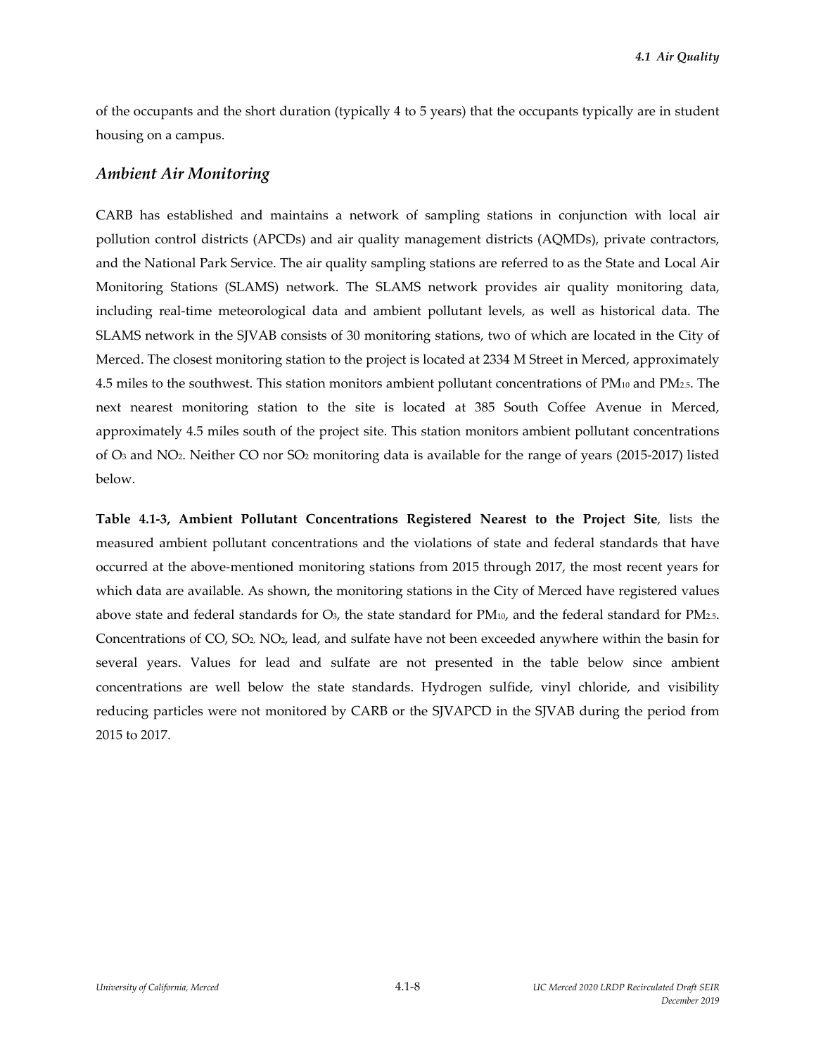of the occupants and the short duration (typically 4 to 5 years) that the occupants typically are in student housing on a campus.

### *Ambient Air Monitoring*

CARB has established and maintains a network of sampling stations in conjunction with local air pollution control districts (APCDs) and air quality management districts (AQMDs), private contractors, and the National Park Service. The air quality sampling stations are referred to as the State and Local Air Monitoring Stations (SLAMS) network. The SLAMS network provides air quality monitoring data, including real-time meteorological data and ambient pollutant levels, as well as historical data. The SLAMS network in the SJVAB consists of 30 monitoring stations, two of which are located in the City of Merced. The closest monitoring station to the project is located at 2334 M Street in Merced, approximately 4.5 miles to the southwest. This station monitors ambient pollutant concentrations of $PM_{10}$ and $PM_{2.5}$. The next nearest monitoring station to the site is located at 385 South Coffee Avenue in Merced, approximately 4.5 miles south of the project site. This station monitors ambient pollutant concentrations of $O_3$ and $NO_2$. Neither CO nor $SO_2$ monitoring data is available for the range of years (2015-2017) listed below.

**Table 4.1-3, Ambient Pollutant Concentrations Registered Nearest to the Project Site**, lists the measured ambient pollutant concentrations and the violations of state and federal standards that have occurred at the above-mentioned monitoring stations from 2015 through 2017, the most recent years for which data are available. As shown, the monitoring stations in the City of Merced have registered values above state and federal standards for $O_3$, the state standard for $PM_{10}$, and the federal standard for $PM_{2.5}$. Concentrations of CO, $SO_2$, $NO_2$, lead, and sulfate have not been exceeded anywhere within the basin for several years. Values for lead and sulfate are not presented in the table below since ambient concentrations are well below the state standards. Hydrogen sulfide, vinyl chloride, and visibility reducing particles were not monitored by CARB or the SJVAPCD in the SJVAB during the period from 2015 to 2017.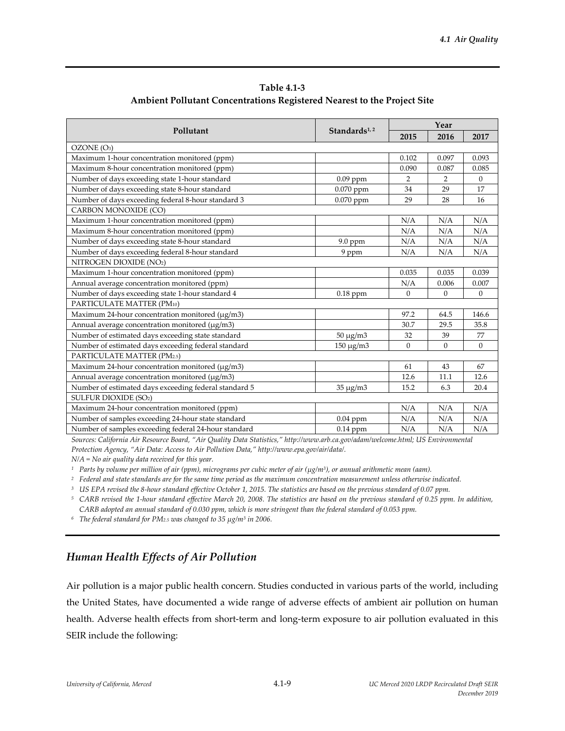**Table 4.1-3**
**Ambient Pollutant Concentrations Registered Nearest to the Project Site**

| Pollutant | Standards[1, 2] | Year | | |
|---|---|---|---|---|
| | | 2015 | 2016 | 2017 |
| OZONE ($O_3$) | | | | |
| Maximum 1-hour concentration monitored (ppm) | | 0.102 | 0.097 | 0.093 |
| Maximum 8-hour concentration monitored (ppm) | | 0.090 | 0.087 | 0.085 |
| Number of days exceeding state 1-hour standard | 0.09 ppm | 2 | 2 | 0 |
| Number of days exceeding state 8-hour standard | 0.070 ppm | 34 | 29 | 17 |
| Number of days exceeding federal 8-hour standard 3 | 0.070 ppm | 29 | 28 | 16 |
| CARBON MONOXIDE (CO) | | | | |
| Maximum 1-hour concentration monitored (ppm) | | N/A | N/A | N/A |
| Maximum 8-hour concentration monitored (ppm) | | N/A | N/A | N/A |
| Number of days exceeding state 8-hour standard | 9.0 ppm | N/A | N/A | N/A |
| Number of days exceeding federal 8-hour standard | 9 ppm | N/A | N/A | N/A |
| NITROGEN DIOXIDE ($NO_2$) | | | | |
| Maximum 1-hour concentration monitored (ppm) | | 0.035 | 0.035 | 0.039 |
| Annual average concentration monitored (ppm) | | N/A | 0.006 | 0.007 |
| Number of days exceeding state 1-hour standard 4 | 0.18 ppm | 0 | 0 | 0 |
| PARTICULATE MATTER ($PM_{10}$) | | | | |
| Maximum 24-hour concentration monitored (μg/m3) | | 97.2 | 64.5 | 146.6 |
| Annual average concentration monitored (μg/m3) | | 30.7 | 29.5 | 35.8 |
| Number of estimated days exceeding state standard | 50 μg/m3 | 32 | 39 | 77 |
| Number of estimated days exceeding federal standard | 150 μg/m3 | 0 | 0 | 0 |
| PARTICULATE MATTER ($PM_{2.5}$) | | | | |
| Maximum 24-hour concentration monitored (μg/m3) | | 61 | 43 | 67 |
| Annual average concentration monitored (μg/m3) | | 12.6 | 11.1 | 12.6 |
| Number of estimated days exceeding federal standard 5 | 35 μg/m3 | 15.2 | 6.3 | 20.4 |
| SULFUR DIOXIDE ($SO_2$) | | | | |
| Maximum 24-hour concentration monitored (ppm) | | N/A | N/A | N/A |
| Number of samples exceeding 24-hour state standard | 0.04 ppm | N/A | N/A | N/A |
| Number of samples exceeding federal 24-hour standard | 0.14 ppm | N/A | N/A | N/A |

*Sources: California Air Resource Board, "Air Quality Data Statistics," http://www.arb.ca.gov/adam/welcome.html; US Environmental Protection Agency, "Air Data: Access to Air Pollution Data," http://www.epa.gov/air/data/.*

*N/A = No air quality data received for this year.*

*[1] Parts by volume per million of air (ppm), micrograms per cubic meter of air (μg/m$^3$), or annual arithmetic mean (aam).*

*[2] Federal and state standards are for the same time period as the maximum concentration measurement unless otherwise indicated.*

*[3] US EPA revised the 8-hour standard effective October 1, 2015. The statistics are based on the previous standard of 0.07 ppm.*

*[5] CARB revised the 1-hour standard effective March 20, 2008. The statistics are based on the previous standard of 0.25 ppm. In addition, CARB adopted an annual standard of 0.030 ppm, which is more stringent than the federal standard of 0.053 ppm.*

*[6] The federal standard for $PM_{2.5}$ was changed to 35 μg/m$^3$ in 2006.*

## *Human Health Effects of Air Pollution*

Air pollution is a major public health concern. Studies conducted in various parts of the world, including the United States, have documented a wide range of adverse effects of ambient air pollution on human health. Adverse health effects from short-term and long-term exposure to air pollution evaluated in this SEIR include the following: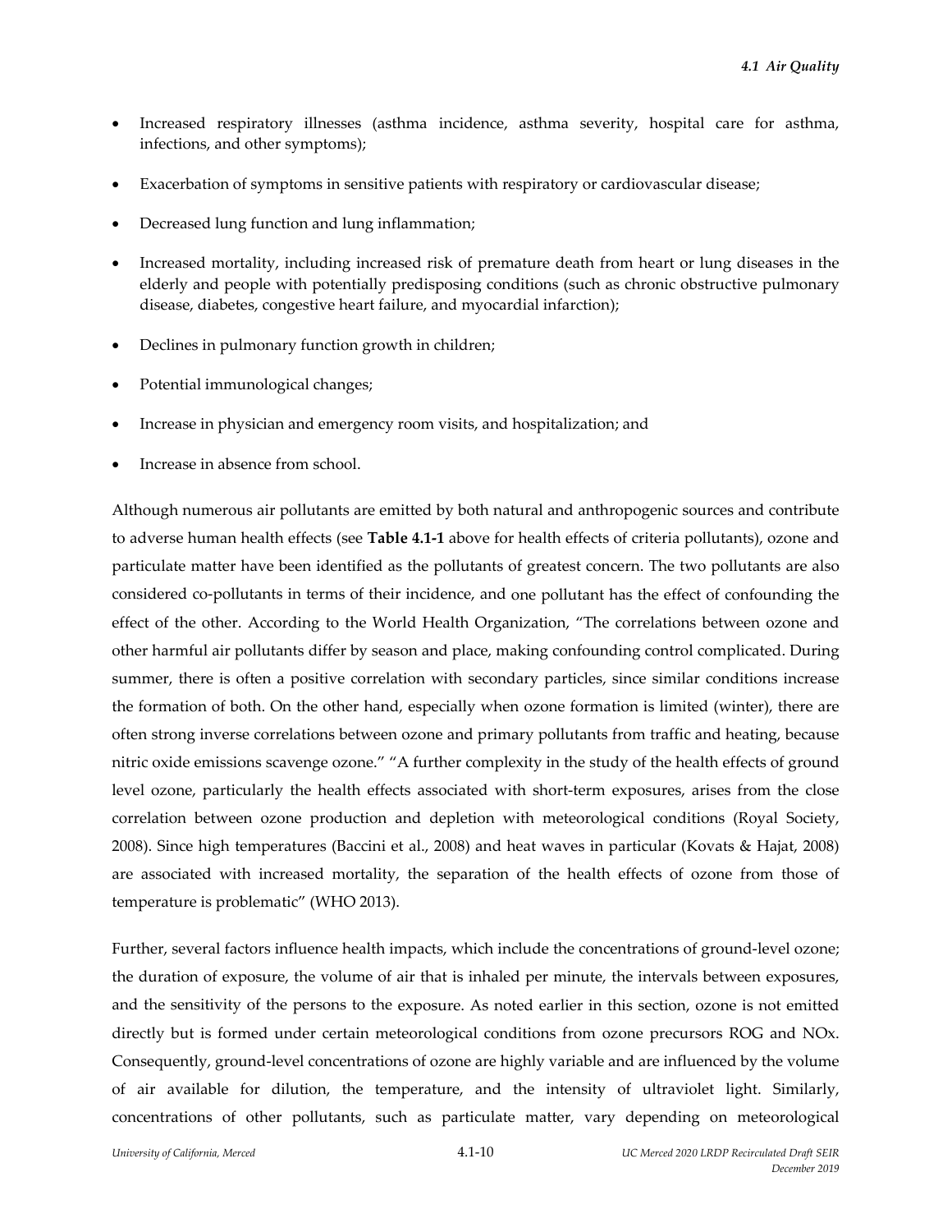- Increased respiratory illnesses (asthma incidence, asthma severity, hospital care for asthma, infections, and other symptoms);
- Exacerbation of symptoms in sensitive patients with respiratory or cardiovascular disease;
- Decreased lung function and lung inflammation;
- Increased mortality, including increased risk of premature death from heart or lung diseases in the elderly and people with potentially predisposing conditions (such as chronic obstructive pulmonary disease, diabetes, congestive heart failure, and myocardial infarction);
- Declines in pulmonary function growth in children;
- Potential immunological changes;
- Increase in physician and emergency room visits, and hospitalization; and
- Increase in absence from school.

Although numerous air pollutants are emitted by both natural and anthropogenic sources and contribute to adverse human health effects (see **Table 4.1-1** above for health effects of criteria pollutants), ozone and particulate matter have been identified as the pollutants of greatest concern. The two pollutants are also considered co-pollutants in terms of their incidence, and one pollutant has the effect of confounding the effect of the other. According to the World Health Organization, "The correlations between ozone and other harmful air pollutants differ by season and place, making confounding control complicated. During summer, there is often a positive correlation with secondary particles, since similar conditions increase the formation of both. On the other hand, especially when ozone formation is limited (winter), there are often strong inverse correlations between ozone and primary pollutants from traffic and heating, because nitric oxide emissions scavenge ozone." "A further complexity in the study of the health effects of ground level ozone, particularly the health effects associated with short-term exposures, arises from the close correlation between ozone production and depletion with meteorological conditions (Royal Society, 2008). Since high temperatures (Baccini et al., 2008) and heat waves in particular (Kovats & Hajat, 2008) are associated with increased mortality, the separation of the health effects of ozone from those of temperature is problematic" (WHO 2013).

Further, several factors influence health impacts, which include the concentrations of ground-level ozone; the duration of exposure, the volume of air that is inhaled per minute, the intervals between exposures, and the sensitivity of the persons to the exposure. As noted earlier in this section, ozone is not emitted directly but is formed under certain meteorological conditions from ozone precursors ROG and NOx. Consequently, ground-level concentrations of ozone are highly variable and are influenced by the volume of air available for dilution, the temperature, and the intensity of ultraviolet light. Similarly, concentrations of other pollutants, such as particulate matter, vary depending on meteorological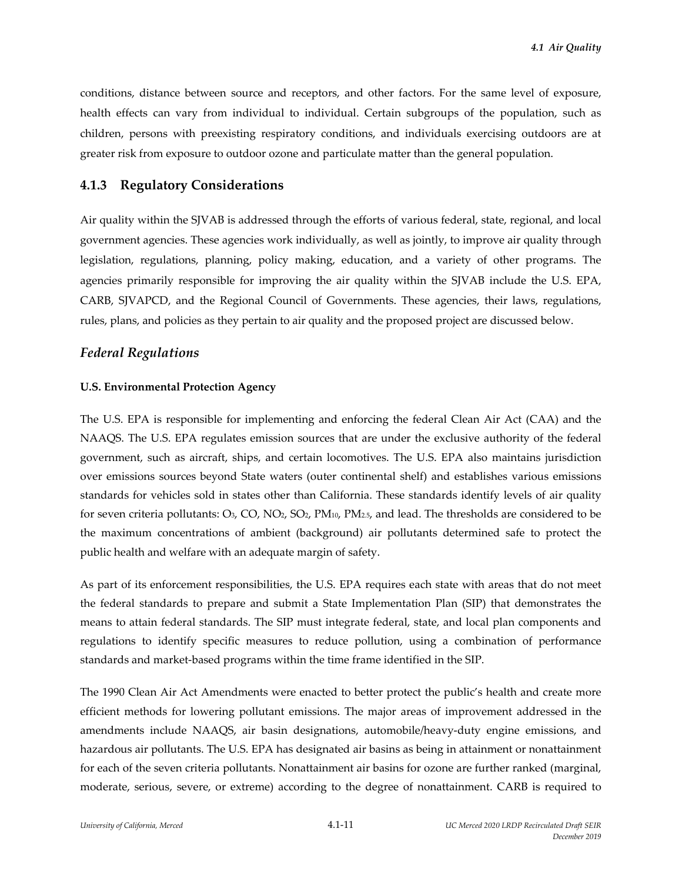conditions, distance between source and receptors, and other factors. For the same level of exposure, health effects can vary from individual to individual. Certain subgroups of the population, such as children, persons with preexisting respiratory conditions, and individuals exercising outdoors are at greater risk from exposure to outdoor ozone and particulate matter than the general population.

## 4.1.3 Regulatory Considerations

Air quality within the SJVAB is addressed through the efforts of various federal, state, regional, and local government agencies. These agencies work individually, as well as jointly, to improve air quality through legislation, regulations, planning, policy making, education, and a variety of other programs. The agencies primarily responsible for improving the air quality within the SJVAB include the U.S. EPA, CARB, SJVAPCD, and the Regional Council of Governments. These agencies, their laws, regulations, rules, plans, and policies as they pertain to air quality and the proposed project are discussed below.

### *Federal Regulations*

#### U.S. Environmental Protection Agency

The U.S. EPA is responsible for implementing and enforcing the federal Clean Air Act (CAA) and the NAAQS. The U.S. EPA regulates emission sources that are under the exclusive authority of the federal government, such as aircraft, ships, and certain locomotives. The U.S. EPA also maintains jurisdiction over emissions sources beyond State waters (outer continental shelf) and establishes various emissions standards for vehicles sold in states other than California. These standards identify levels of air quality for seven criteria pollutants: $O_3$, CO, $NO_2$, $SO_2$, $PM_{10}$, $PM_{2.5}$, and lead. The thresholds are considered to be the maximum concentrations of ambient (background) air pollutants determined safe to protect the public health and welfare with an adequate margin of safety.

As part of its enforcement responsibilities, the U.S. EPA requires each state with areas that do not meet the federal standards to prepare and submit a State Implementation Plan (SIP) that demonstrates the means to attain federal standards. The SIP must integrate federal, state, and local plan components and regulations to identify specific measures to reduce pollution, using a combination of performance standards and market-based programs within the time frame identified in the SIP.

The 1990 Clean Air Act Amendments were enacted to better protect the public's health and create more efficient methods for lowering pollutant emissions. The major areas of improvement addressed in the amendments include NAAQS, air basin designations, automobile/heavy-duty engine emissions, and hazardous air pollutants. The U.S. EPA has designated air basins as being in attainment or nonattainment for each of the seven criteria pollutants. Nonattainment air basins for ozone are further ranked (marginal, moderate, serious, severe, or extreme) according to the degree of nonattainment. CARB is required to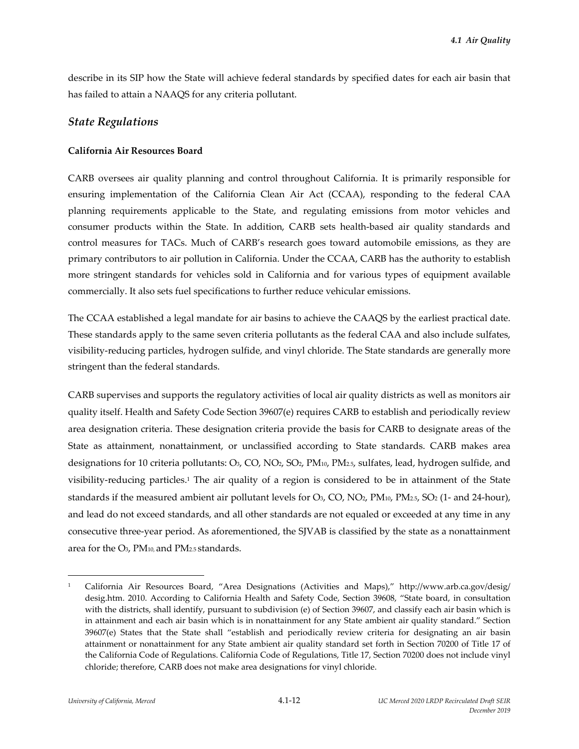describe in its SIP how the State will achieve federal standards by specified dates for each air basin that has failed to attain a NAAQS for any criteria pollutant.

## *State Regulations*

### California Air Resources Board

CARB oversees air quality planning and control throughout California. It is primarily responsible for ensuring implementation of the California Clean Air Act (CCAA), responding to the federal CAA planning requirements applicable to the State, and regulating emissions from motor vehicles and consumer products within the State. In addition, CARB sets health-based air quality standards and control measures for TACs. Much of CARB's research goes toward automobile emissions, as they are primary contributors to air pollution in California. Under the CCAA, CARB has the authority to establish more stringent standards for vehicles sold in California and for various types of equipment available commercially. It also sets fuel specifications to further reduce vehicular emissions.

The CCAA established a legal mandate for air basins to achieve the CAAQS by the earliest practical date. These standards apply to the same seven criteria pollutants as the federal CAA and also include sulfates, visibility-reducing particles, hydrogen sulfide, and vinyl chloride. The State standards are generally more stringent than the federal standards.

CARB supervises and supports the regulatory activities of local air quality districts as well as monitors air quality itself. Health and Safety Code Section 39607(e) requires CARB to establish and periodically review area designation criteria. These designation criteria provide the basis for CARB to designate areas of the State as attainment, nonattainment, or unclassified according to State standards. CARB makes area designations for 10 criteria pollutants: $O_3$, CO, $NO_2$, $SO_2$, $PM_{10}$, $PM_{2.5}$, sulfates, lead, hydrogen sulfide, and visibility-reducing particles.[1] The air quality of a region is considered to be in attainment of the State standards if the measured ambient air pollutant levels for $O_3$, CO, $NO_2$, $PM_{10}$, $PM_{2.5}$, $SO_2$ (1- and 24-hour), and lead do not exceed standards, and all other standards are not equaled or exceeded at any time in any consecutive three-year period. As aforementioned, the SJVAB is classified by the state as a nonattainment area for the $O_3$, $PM_{10}$, and $PM_{2.5}$ standards.

---

[1] California Air Resources Board, "Area Designations (Activities and Maps)," http://www.arb.ca.gov/desig/desig.htm. 2010. According to California Health and Safety Code, Section 39608, "State board, in consultation with the districts, shall identify, pursuant to subdivision (e) of Section 39607, and classify each air basin which is in attainment and each air basin which is in nonattainment for any State ambient air quality standard." Section 39607(e) States that the State shall "establish and periodically review criteria for designating an air basin attainment or nonattainment for any State ambient air quality standard set forth in Section 70200 of Title 17 of the California Code of Regulations. California Code of Regulations, Title 17, Section 70200 does not include vinyl chloride; therefore, CARB does not make area designations for vinyl chloride.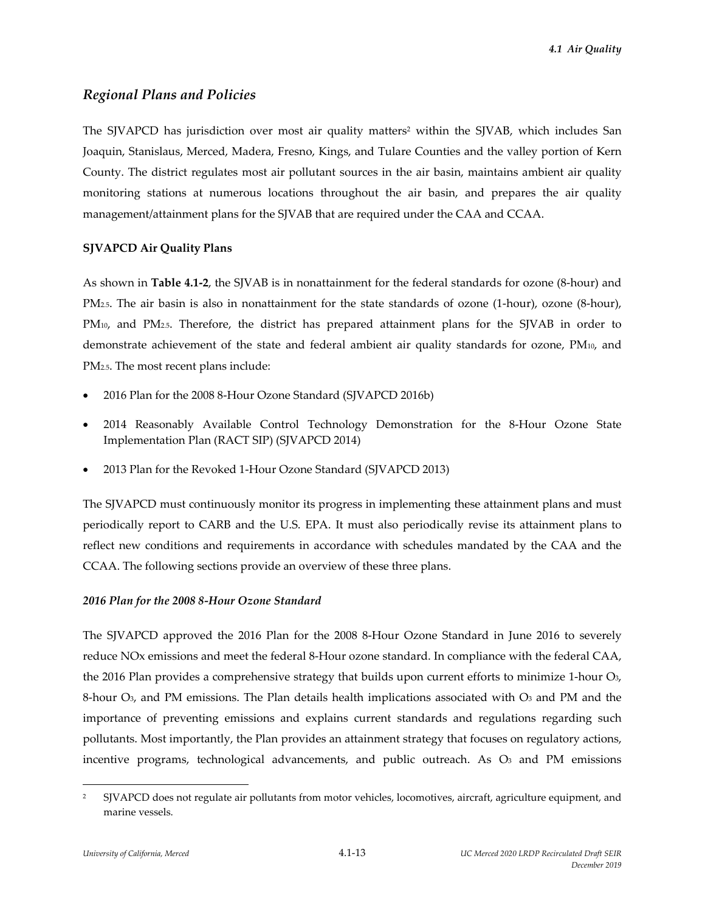## *Regional Plans and Policies*

The SJVAPCD has jurisdiction over most air quality matters[2] within the SJVAB, which includes San Joaquin, Stanislaus, Merced, Madera, Fresno, Kings, and Tulare Counties and the valley portion of Kern County. The district regulates most air pollutant sources in the air basin, maintains ambient air quality monitoring stations at numerous locations throughout the air basin, and prepares the air quality management/attainment plans for the SJVAB that are required under the CAA and CCAA.

**SJVAPCD Air Quality Plans**

As shown in **Table 4.1-2**, the SJVAB is in nonattainment for the federal standards for ozone (8-hour) and $PM_{2.5}$. The air basin is also in nonattainment for the state standards of ozone (1-hour), ozone (8-hour), $PM_{10}$, and $PM_{2.5}$. Therefore, the district has prepared attainment plans for the SJVAB in order to demonstrate achievement of the state and federal ambient air quality standards for ozone, $PM_{10}$, and $PM_{2.5}$. The most recent plans include:

- 2016 Plan for the 2008 8-Hour Ozone Standard (SJVAPCD 2016b)
- 2014 Reasonably Available Control Technology Demonstration for the 8-Hour Ozone State Implementation Plan (RACT SIP) (SJVAPCD 2014)
- 2013 Plan for the Revoked 1-Hour Ozone Standard (SJVAPCD 2013)

The SJVAPCD must continuously monitor its progress in implementing these attainment plans and must periodically report to CARB and the U.S. EPA. It must also periodically revise its attainment plans to reflect new conditions and requirements in accordance with schedules mandated by the CAA and the CCAA. The following sections provide an overview of these three plans.

***2016 Plan for the 2008 8-Hour Ozone Standard***

The SJVAPCD approved the 2016 Plan for the 2008 8-Hour Ozone Standard in June 2016 to severely reduce NOx emissions and meet the federal 8-Hour ozone standard. In compliance with the federal CAA, the 2016 Plan provides a comprehensive strategy that builds upon current efforts to minimize 1-hour $O_3$, 8-hour $O_3$, and PM emissions. The Plan details health implications associated with $O_3$ and PM and the importance of preventing emissions and explains current standards and regulations regarding such pollutants. Most importantly, the Plan provides an attainment strategy that focuses on regulatory actions, incentive programs, technological advancements, and public outreach. As $O_3$ and PM emissions

[2] SJVAPCD does not regulate air pollutants from motor vehicles, locomotives, aircraft, agriculture equipment, and marine vessels.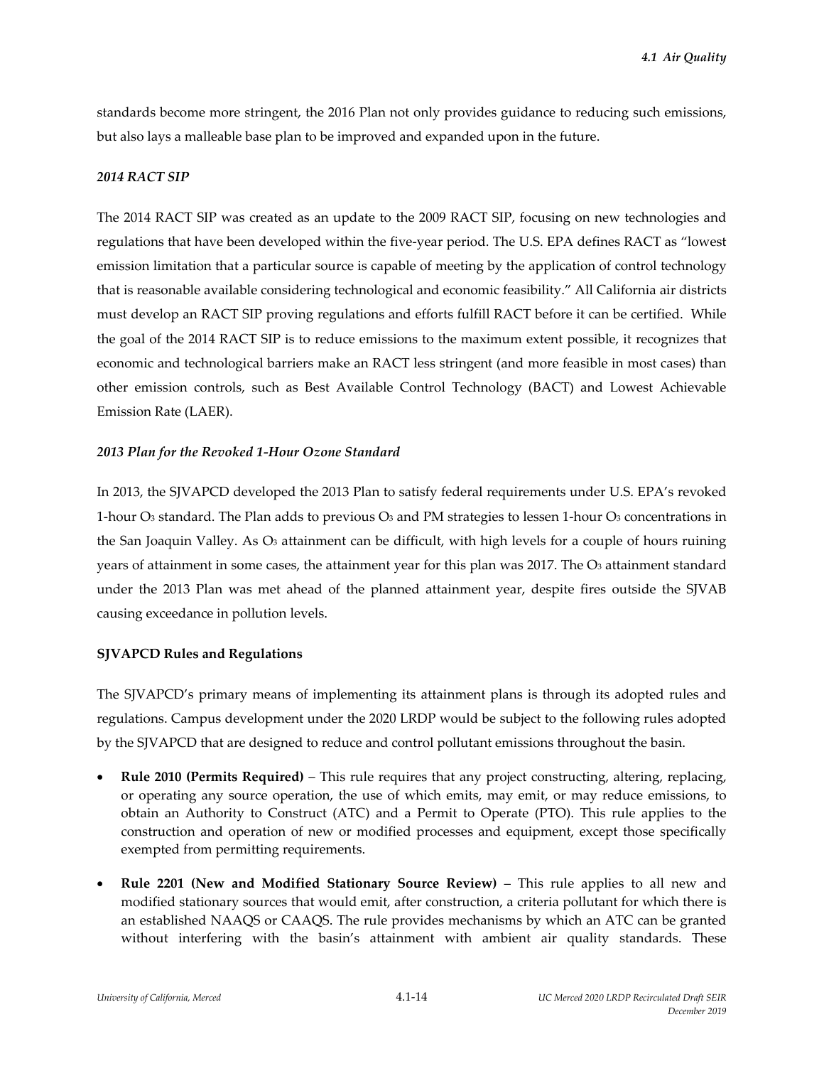standards become more stringent, the 2016 Plan not only provides guidance to reducing such emissions, but also lays a malleable base plan to be improved and expanded upon in the future.

*2014 RACT SIP*

The 2014 RACT SIP was created as an update to the 2009 RACT SIP, focusing on new technologies and regulations that have been developed within the five-year period. The U.S. EPA defines RACT as "lowest emission limitation that a particular source is capable of meeting by the application of control technology that is reasonable available considering technological and economic feasibility." All California air districts must develop an RACT SIP proving regulations and efforts fulfill RACT before it can be certified. While the goal of the 2014 RACT SIP is to reduce emissions to the maximum extent possible, it recognizes that economic and technological barriers make an RACT less stringent (and more feasible in most cases) than other emission controls, such as Best Available Control Technology (BACT) and Lowest Achievable Emission Rate (LAER).

*2013 Plan for the Revoked 1-Hour Ozone Standard*

In 2013, the SJVAPCD developed the 2013 Plan to satisfy federal requirements under U.S. EPA's revoked 1-hour $O_3$ standard. The Plan adds to previous $O_3$ and PM strategies to lessen 1-hour $O_3$ concentrations in the San Joaquin Valley. As $O_3$ attainment can be difficult, with high levels for a couple of hours ruining years of attainment in some cases, the attainment year for this plan was 2017. The $O_3$ attainment standard under the 2013 Plan was met ahead of the planned attainment year, despite fires outside the SJVAB causing exceedance in pollution levels.

**SJVAPCD Rules and Regulations**

The SJVAPCD's primary means of implementing its attainment plans is through its adopted rules and regulations. Campus development under the 2020 LRDP would be subject to the following rules adopted by the SJVAPCD that are designed to reduce and control pollutant emissions throughout the basin.

- **Rule 2010 (Permits Required)** – This rule requires that any project constructing, altering, replacing, or operating any source operation, the use of which emits, may emit, or may reduce emissions, to obtain an Authority to Construct (ATC) and a Permit to Operate (PTO). This rule applies to the construction and operation of new or modified processes and equipment, except those specifically exempted from permitting requirements.
- **Rule 2201 (New and Modified Stationary Source Review)** – This rule applies to all new and modified stationary sources that would emit, after construction, a criteria pollutant for which there is an established NAAQS or CAAQS. The rule provides mechanisms by which an ATC can be granted without interfering with the basin's attainment with ambient air quality standards. These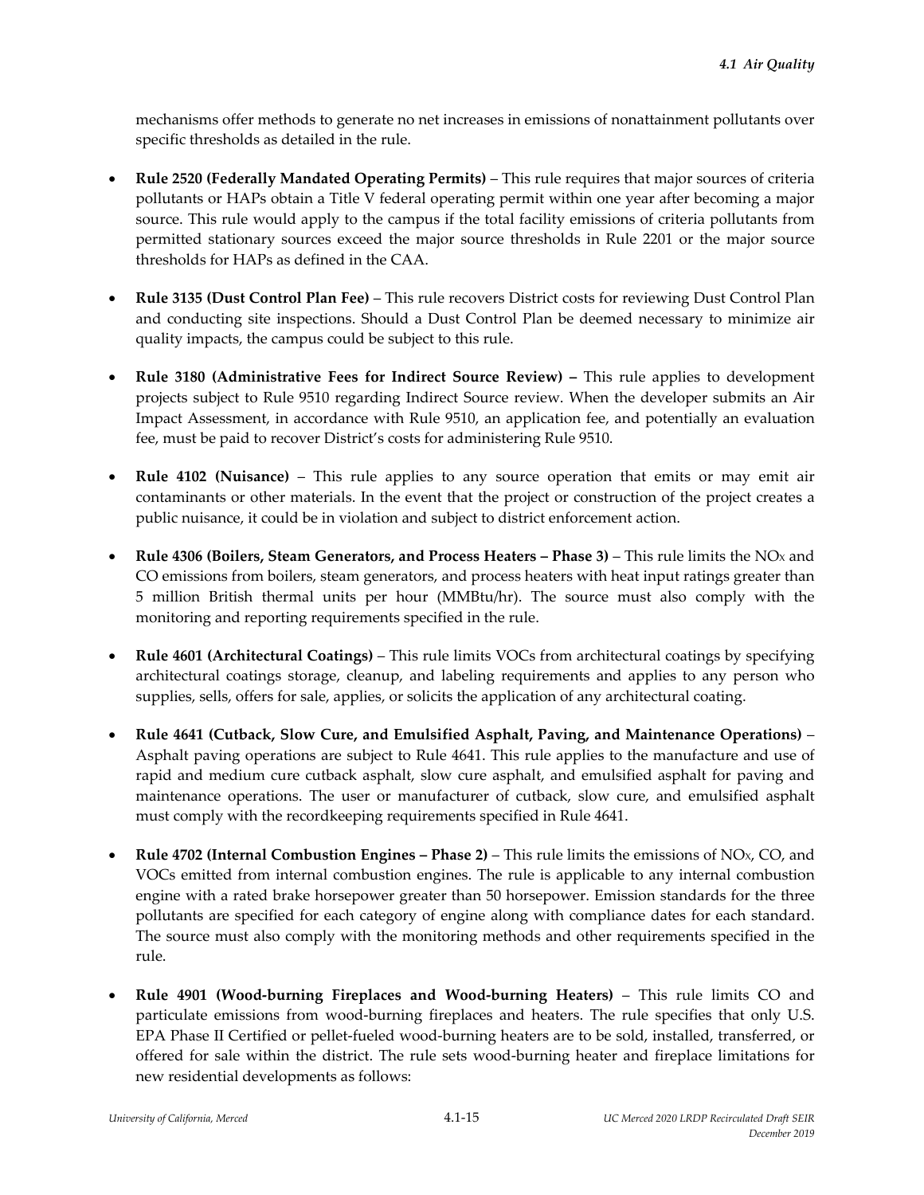mechanisms offer methods to generate no net increases in emissions of nonattainment pollutants over specific thresholds as detailed in the rule.

- **Rule 2520 (Federally Mandated Operating Permits)** – This rule requires that major sources of criteria pollutants or HAPs obtain a Title V federal operating permit within one year after becoming a major source. This rule would apply to the campus if the total facility emissions of criteria pollutants from permitted stationary sources exceed the major source thresholds in Rule 2201 or the major source thresholds for HAPs as defined in the CAA.

- **Rule 3135 (Dust Control Plan Fee)** – This rule recovers District costs for reviewing Dust Control Plan and conducting site inspections. Should a Dust Control Plan be deemed necessary to minimize air quality impacts, the campus could be subject to this rule.

- **Rule 3180 (Administrative Fees for Indirect Source Review) –** This rule applies to development projects subject to Rule 9510 regarding Indirect Source review. When the developer submits an Air Impact Assessment, in accordance with Rule 9510, an application fee, and potentially an evaluation fee, must be paid to recover District's costs for administering Rule 9510.

- **Rule 4102 (Nuisance)** – This rule applies to any source operation that emits or may emit air contaminants or other materials. In the event that the project or construction of the project creates a public nuisance, it could be in violation and subject to district enforcement action.

- **Rule 4306 (Boilers, Steam Generators, and Process Heaters – Phase 3)** – This rule limits the $NO_X$ and CO emissions from boilers, steam generators, and process heaters with heat input ratings greater than 5 million British thermal units per hour (MMBtu/hr). The source must also comply with the monitoring and reporting requirements specified in the rule.

- **Rule 4601 (Architectural Coatings)** – This rule limits VOCs from architectural coatings by specifying architectural coatings storage, cleanup, and labeling requirements and applies to any person who supplies, sells, offers for sale, applies, or solicits the application of any architectural coating.

- **Rule 4641 (Cutback, Slow Cure, and Emulsified Asphalt, Paving, and Maintenance Operations)** – Asphalt paving operations are subject to Rule 4641. This rule applies to the manufacture and use of rapid and medium cure cutback asphalt, slow cure asphalt, and emulsified asphalt for paving and maintenance operations. The user or manufacturer of cutback, slow cure, and emulsified asphalt must comply with the recordkeeping requirements specified in Rule 4641.

- **Rule 4702 (Internal Combustion Engines – Phase 2)** – This rule limits the emissions of $NO_X$, CO, and VOCs emitted from internal combustion engines. The rule is applicable to any internal combustion engine with a rated brake horsepower greater than 50 horsepower. Emission standards for the three pollutants are specified for each category of engine along with compliance dates for each standard. The source must also comply with the monitoring methods and other requirements specified in the rule.

- **Rule 4901 (Wood-burning Fireplaces and Wood-burning Heaters)** – This rule limits CO and particulate emissions from wood-burning fireplaces and heaters. The rule specifies that only U.S. EPA Phase II Certified or pellet-fueled wood-burning heaters are to be sold, installed, transferred, or offered for sale within the district. The rule sets wood-burning heater and fireplace limitations for new residential developments as follows: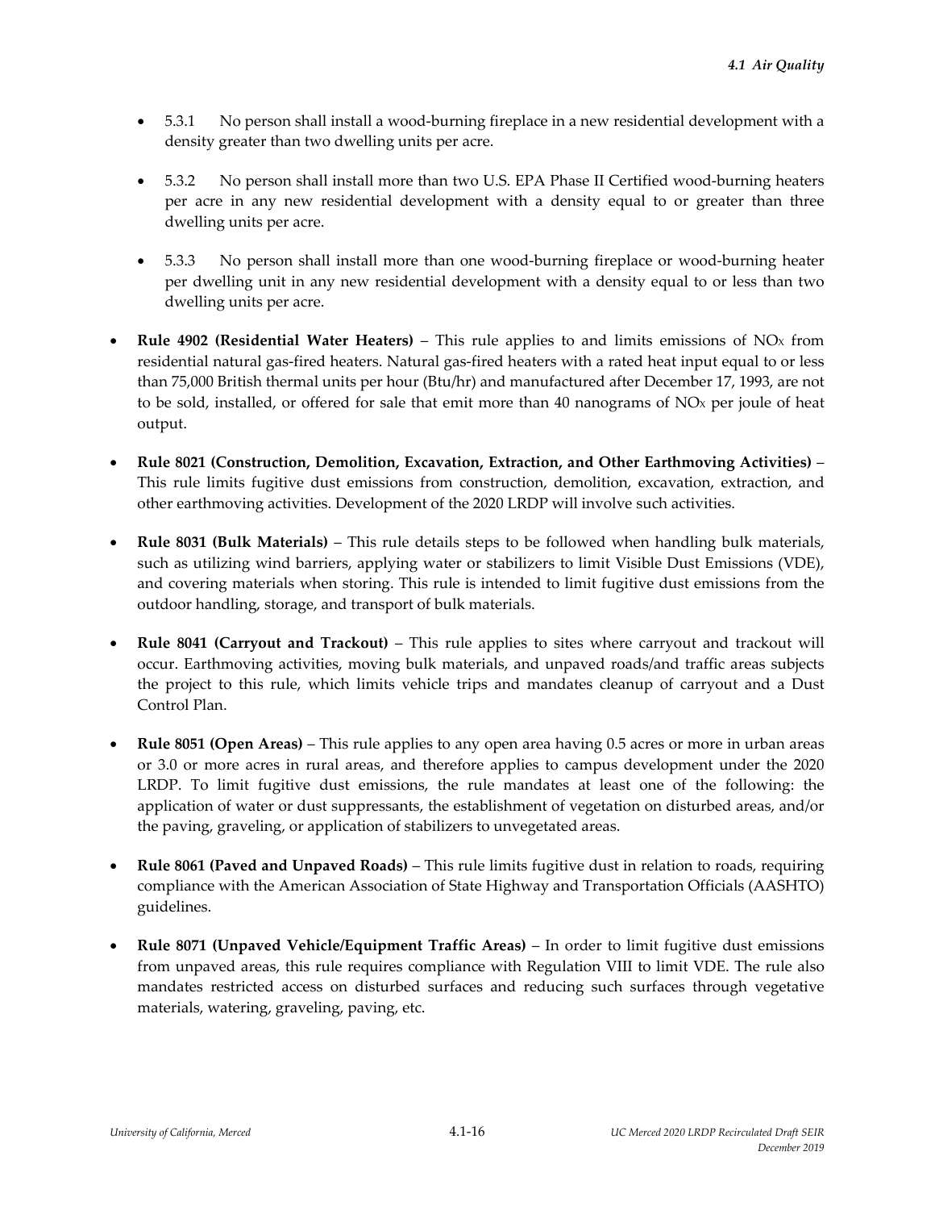- 5.3.1 No person shall install a wood-burning fireplace in a new residential development with a density greater than two dwelling units per acre.

- 5.3.2 No person shall install more than two U.S. EPA Phase II Certified wood-burning heaters per acre in any new residential development with a density equal to or greater than three dwelling units per acre.

- 5.3.3 No person shall install more than one wood-burning fireplace or wood-burning heater per dwelling unit in any new residential development with a density equal to or less than two dwelling units per acre.

- **Rule 4902 (Residential Water Heaters)** – This rule applies to and limits emissions of $NO_X$ from residential natural gas-fired heaters. Natural gas-fired heaters with a rated heat input equal to or less than 75,000 British thermal units per hour (Btu/hr) and manufactured after December 17, 1993, are not to be sold, installed, or offered for sale that emit more than 40 nanograms of $NO_X$ per joule of heat output.

- **Rule 8021 (Construction, Demolition, Excavation, Extraction, and Other Earthmoving Activities)** – This rule limits fugitive dust emissions from construction, demolition, excavation, extraction, and other earthmoving activities. Development of the 2020 LRDP will involve such activities.

- **Rule 8031 (Bulk Materials)** – This rule details steps to be followed when handling bulk materials, such as utilizing wind barriers, applying water or stabilizers to limit Visible Dust Emissions (VDE), and covering materials when storing. This rule is intended to limit fugitive dust emissions from the outdoor handling, storage, and transport of bulk materials.

- **Rule 8041 (Carryout and Trackout)** – This rule applies to sites where carryout and trackout will occur. Earthmoving activities, moving bulk materials, and unpaved roads/and traffic areas subjects the project to this rule, which limits vehicle trips and mandates cleanup of carryout and a Dust Control Plan.

- **Rule 8051 (Open Areas)** – This rule applies to any open area having 0.5 acres or more in urban areas or 3.0 or more acres in rural areas, and therefore applies to campus development under the 2020 LRDP. To limit fugitive dust emissions, the rule mandates at least one of the following: the application of water or dust suppressants, the establishment of vegetation on disturbed areas, and/or the paving, graveling, or application of stabilizers to unvegetated areas.

- **Rule 8061 (Paved and Unpaved Roads)** – This rule limits fugitive dust in relation to roads, requiring compliance with the American Association of State Highway and Transportation Officials (AASHTO) guidelines.

- **Rule 8071 (Unpaved Vehicle/Equipment Traffic Areas)** – In order to limit fugitive dust emissions from unpaved areas, this rule requires compliance with Regulation VIII to limit VDE. The rule also mandates restricted access on disturbed surfaces and reducing such surfaces through vegetative materials, watering, graveling, paving, etc.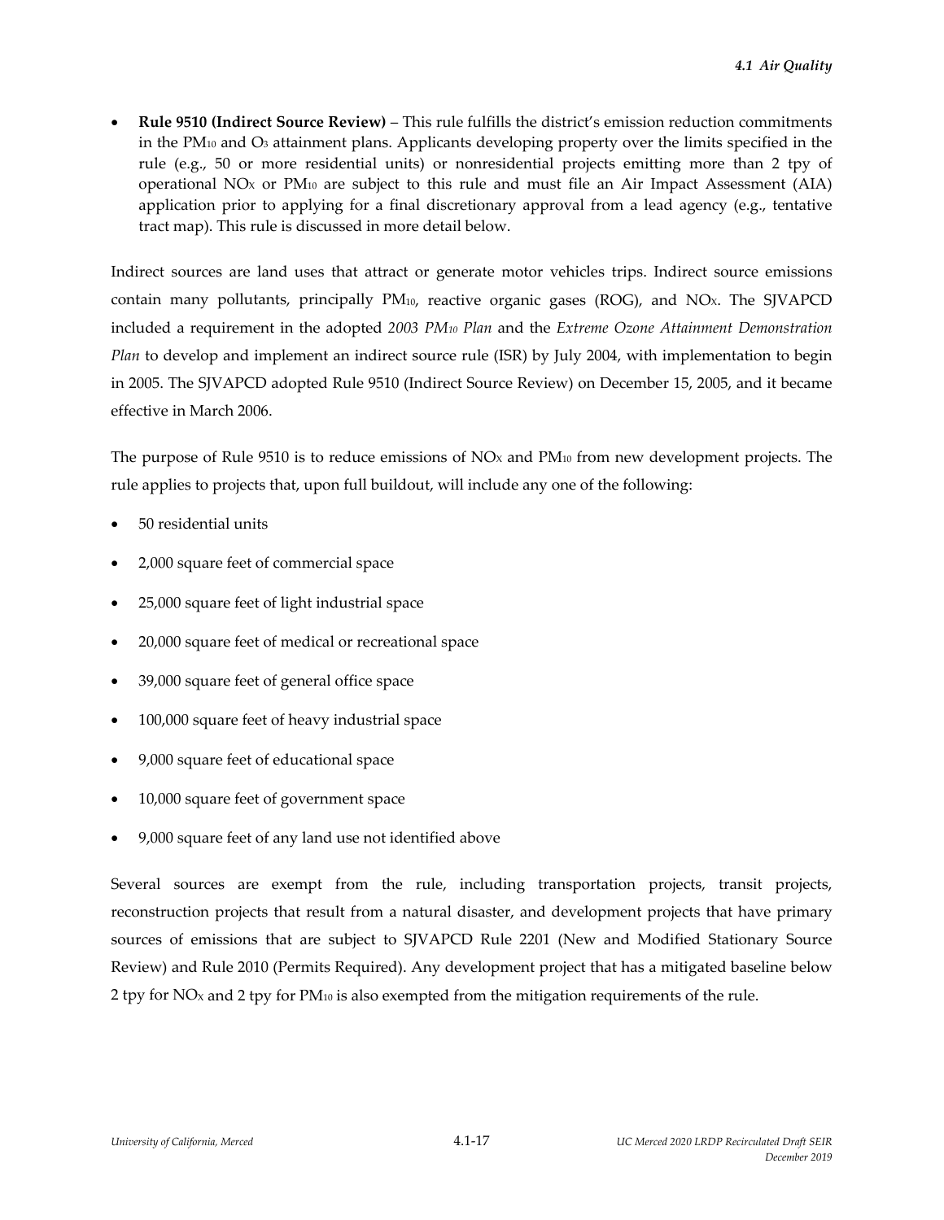- **Rule 9510 (Indirect Source Review)** – This rule fulfills the district's emission reduction commitments in the $PM_{10}$ and $O_3$ attainment plans. Applicants developing property over the limits specified in the rule (e.g., 50 or more residential units) or nonresidential projects emitting more than 2 tpy of operational $NO_X$ or $PM_{10}$ are subject to this rule and must file an Air Impact Assessment (AIA) application prior to applying for a final discretionary approval from a lead agency (e.g., tentative tract map). This rule is discussed in more detail below.

Indirect sources are land uses that attract or generate motor vehicles trips. Indirect source emissions contain many pollutants, principally $PM_{10}$, reactive organic gases (ROG), and $NO_X$. The SJVAPCD included a requirement in the adopted *2003 $PM_{10}$ Plan* and the *Extreme Ozone Attainment Demonstration Plan* to develop and implement an indirect source rule (ISR) by July 2004, with implementation to begin in 2005. The SJVAPCD adopted Rule 9510 (Indirect Source Review) on December 15, 2005, and it became effective in March 2006.

The purpose of Rule 9510 is to reduce emissions of $NO_X$ and $PM_{10}$ from new development projects. The rule applies to projects that, upon full buildout, will include any one of the following:

- 50 residential units
- 2,000 square feet of commercial space
- 25,000 square feet of light industrial space
- 20,000 square feet of medical or recreational space
- 39,000 square feet of general office space
- 100,000 square feet of heavy industrial space
- 9,000 square feet of educational space
- 10,000 square feet of government space
- 9,000 square feet of any land use not identified above

Several sources are exempt from the rule, including transportation projects, transit projects, reconstruction projects that result from a natural disaster, and development projects that have primary sources of emissions that are subject to SJVAPCD Rule 2201 (New and Modified Stationary Source Review) and Rule 2010 (Permits Required). Any development project that has a mitigated baseline below 2 tpy for $NO_X$ and 2 tpy for $PM_{10}$ is also exempted from the mitigation requirements of the rule.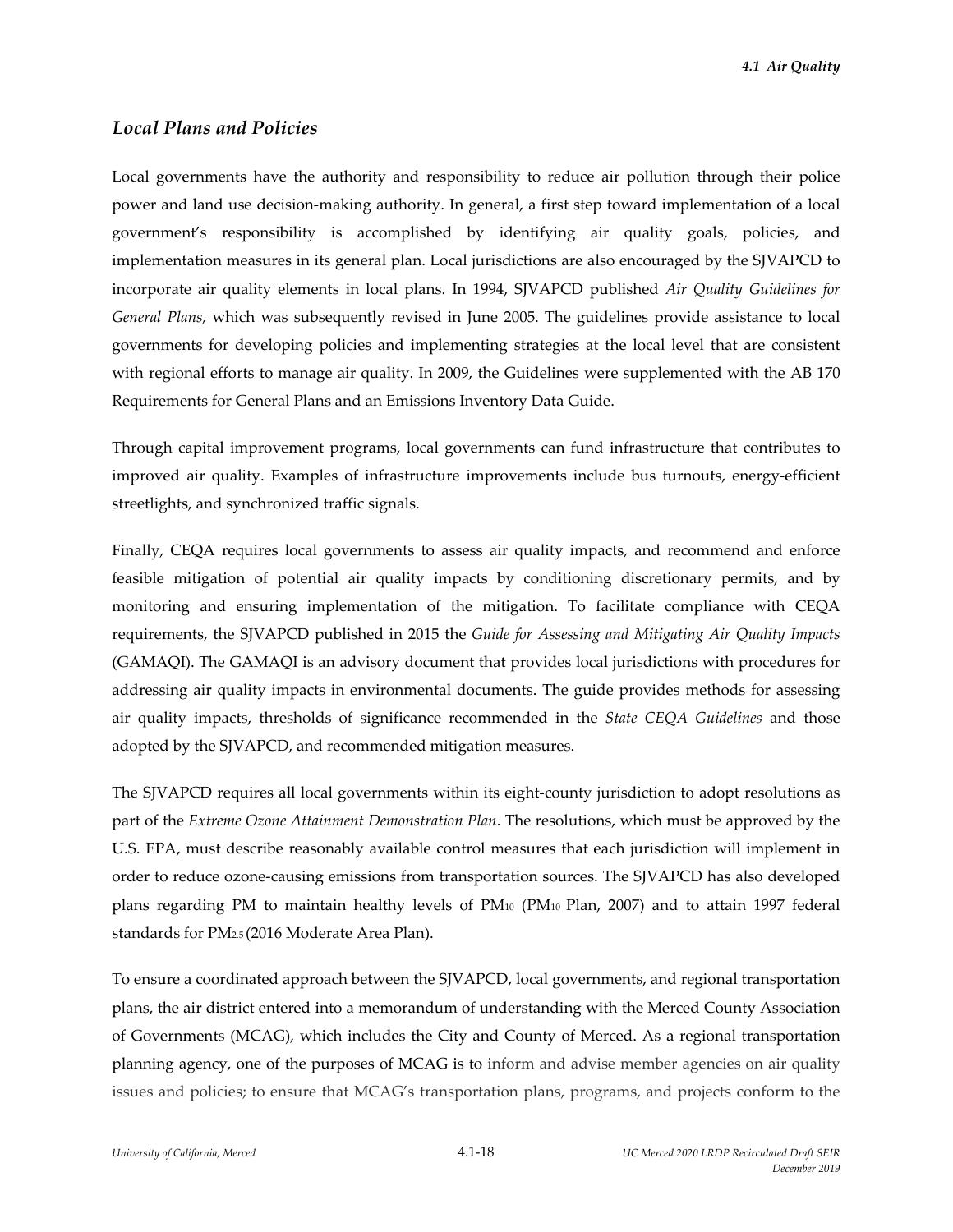## *Local Plans and Policies*

Local governments have the authority and responsibility to reduce air pollution through their police power and land use decision-making authority. In general, a first step toward implementation of a local government's responsibility is accomplished by identifying air quality goals, policies, and implementation measures in its general plan. Local jurisdictions are also encouraged by the SJVAPCD to incorporate air quality elements in local plans. In 1994, SJVAPCD published *Air Quality Guidelines for General Plans,* which was subsequently revised in June 2005. The guidelines provide assistance to local governments for developing policies and implementing strategies at the local level that are consistent with regional efforts to manage air quality. In 2009, the Guidelines were supplemented with the AB 170 Requirements for General Plans and an Emissions Inventory Data Guide.

Through capital improvement programs, local governments can fund infrastructure that contributes to improved air quality. Examples of infrastructure improvements include bus turnouts, energy-efficient streetlights, and synchronized traffic signals.

Finally, CEQA requires local governments to assess air quality impacts, and recommend and enforce feasible mitigation of potential air quality impacts by conditioning discretionary permits, and by monitoring and ensuring implementation of the mitigation. To facilitate compliance with CEQA requirements, the SJVAPCD published in 2015 the *Guide for Assessing and Mitigating Air Quality Impacts* (GAMAQI). The GAMAQI is an advisory document that provides local jurisdictions with procedures for addressing air quality impacts in environmental documents. The guide provides methods for assessing air quality impacts, thresholds of significance recommended in the *State CEQA Guidelines* and those adopted by the SJVAPCD, and recommended mitigation measures.

The SJVAPCD requires all local governments within its eight-county jurisdiction to adopt resolutions as part of the *Extreme Ozone Attainment Demonstration Plan*. The resolutions, which must be approved by the U.S. EPA, must describe reasonably available control measures that each jurisdiction will implement in order to reduce ozone-causing emissions from transportation sources. The SJVAPCD has also developed plans regarding PM to maintain healthy levels of $PM_{10}$ ($PM_{10}$ Plan, 2007) and to attain 1997 federal standards for $PM_{2.5}$ (2016 Moderate Area Plan).

To ensure a coordinated approach between the SJVAPCD, local governments, and regional transportation plans, the air district entered into a memorandum of understanding with the Merced County Association of Governments (MCAG), which includes the City and County of Merced. As a regional transportation planning agency, one of the purposes of MCAG is to inform and advise member agencies on air quality issues and policies; to ensure that MCAG's transportation plans, programs, and projects conform to the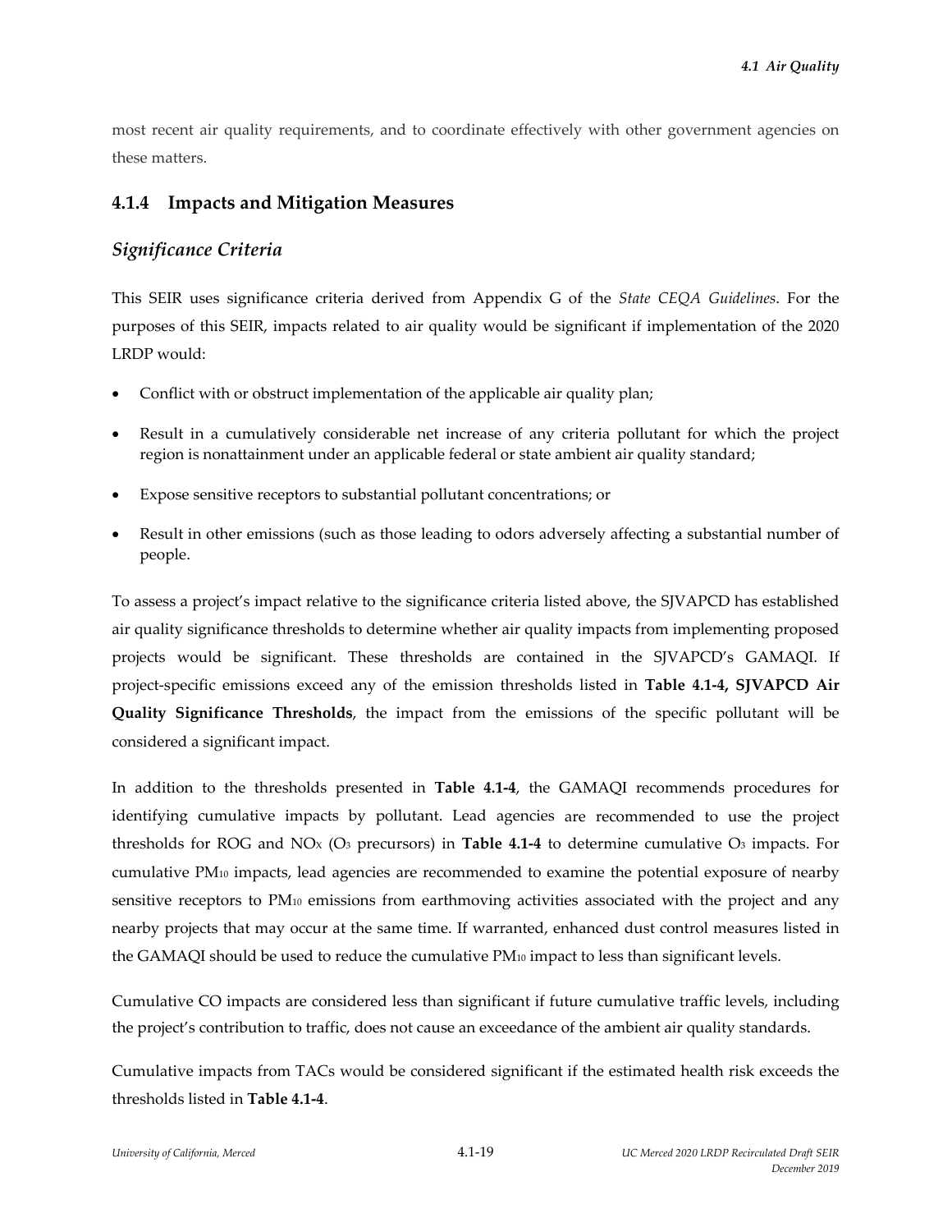most recent air quality requirements, and to coordinate effectively with other government agencies on these matters.

### 4.1.4 Impacts and Mitigation Measures

#### *Significance Criteria*

This SEIR uses significance criteria derived from Appendix G of the *State CEQA Guidelines*. For the purposes of this SEIR, impacts related to air quality would be significant if implementation of the 2020 LRDP would:

- Conflict with or obstruct implementation of the applicable air quality plan;
- Result in a cumulatively considerable net increase of any criteria pollutant for which the project region is nonattainment under an applicable federal or state ambient air quality standard;
- Expose sensitive receptors to substantial pollutant concentrations; or
- Result in other emissions (such as those leading to odors adversely affecting a substantial number of people.

To assess a project's impact relative to the significance criteria listed above, the SJVAPCD has established air quality significance thresholds to determine whether air quality impacts from implementing proposed projects would be significant. These thresholds are contained in the SJVAPCD's GAMAQI. If project-specific emissions exceed any of the emission thresholds listed in **Table 4.1-4, SJVAPCD Air Quality Significance Thresholds**, the impact from the emissions of the specific pollutant will be considered a significant impact.

In addition to the thresholds presented in **Table 4.1-4**, the GAMAQI recommends procedures for identifying cumulative impacts by pollutant. Lead agencies are recommended to use the project thresholds for ROG and $NO_X$ ($O_3$ precursors) in **Table 4.1-4** to determine cumulative $O_3$ impacts. For cumulative $PM_{10}$ impacts, lead agencies are recommended to examine the potential exposure of nearby sensitive receptors to $PM_{10}$ emissions from earthmoving activities associated with the project and any nearby projects that may occur at the same time. If warranted, enhanced dust control measures listed in the GAMAQI should be used to reduce the cumulative $PM_{10}$ impact to less than significant levels.

Cumulative CO impacts are considered less than significant if future cumulative traffic levels, including the project's contribution to traffic, does not cause an exceedance of the ambient air quality standards.

Cumulative impacts from TACs would be considered significant if the estimated health risk exceeds the thresholds listed in **Table 4.1-4**.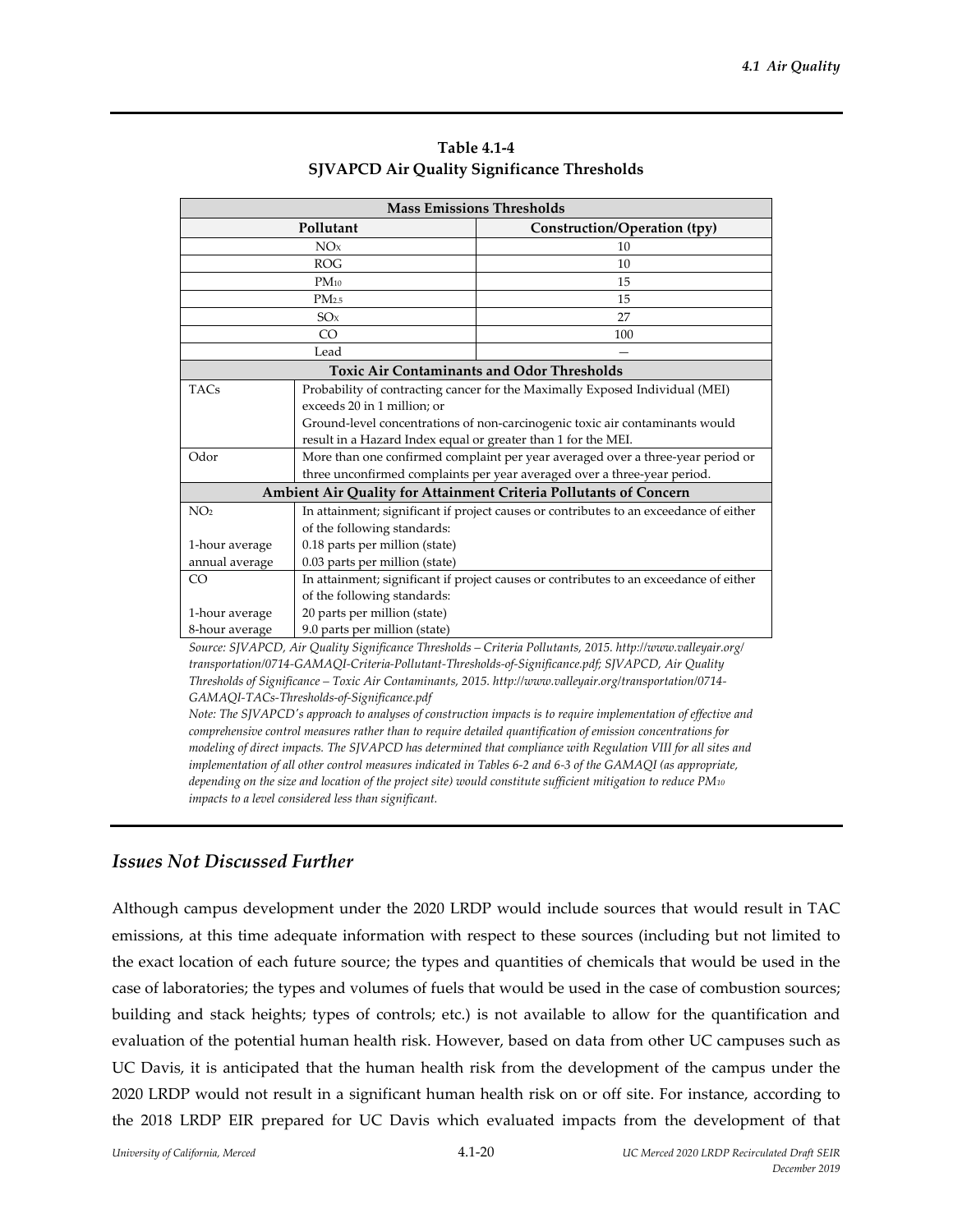**Table 4.1-4**
**SJVAPCD Air Quality Significance Thresholds**

| Mass Emissions Thresholds | |
|---|---|
| **Pollutant** | **Construction/Operation (tpy)** |
| $NO_X$ | 10 |
| ROG | 10 |
| $PM_{10}$ | 15 |
| $PM_{2.5}$ | 15 |
| $SO_X$ | 27 |
| CO | 100 |
| Lead | — |
| **Toxic Air Contaminants and Odor Thresholds** | |
| TACs | Probability of contracting cancer for the Maximally Exposed Individual (MEI) exceeds 20 in 1 million; or Ground-level concentrations of non-carcinogenic toxic air contaminants would result in a Hazard Index equal or greater than 1 for the MEI. |
| Odor | More than one confirmed complaint per year averaged over a three-year period or three unconfirmed complaints per year averaged over a three-year period. |
| **Ambient Air Quality for Attainment Criteria Pollutants of Concern** | |
| $NO_2$ | In attainment; significant if project causes or contributes to an exceedance of either of the following standards: |
| 1-hour average | 0.18 parts per million (state) |
| annual average | 0.03 parts per million (state) |
| CO | In attainment; significant if project causes or contributes to an exceedance of either of the following standards: |
| 1-hour average | 20 parts per million (state) |
| 8-hour average | 9.0 parts per million (state) |

*Source: SJVAPCD, Air Quality Significance Thresholds – Criteria Pollutants, 2015. http://www.valleyair.org/transportation/0714-GAMAQI-Criteria-Pollutant-Thresholds-of-Significance.pdf; SJVAPCD, Air Quality Thresholds of Significance – Toxic Air Contaminants, 2015. http://www.valleyair.org/transportation/0714-GAMAQI-TACs-Thresholds-of-Significance.pdf*

*Note: The SJVAPCD's approach to analyses of construction impacts is to require implementation of effective and comprehensive control measures rather than to require detailed quantification of emission concentrations for modeling of direct impacts. The SJVAPCD has determined that compliance with Regulation VIII for all sites and implementation of all other control measures indicated in Tables 6-2 and 6-3 of the GAMAQI (as appropriate, depending on the size and location of the project site) would constitute sufficient mitigation to reduce $PM_{10}$ impacts to a level considered less than significant.*

## *Issues Not Discussed Further*

Although campus development under the 2020 LRDP would include sources that would result in TAC emissions, at this time adequate information with respect to these sources (including but not limited to the exact location of each future source; the types and quantities of chemicals that would be used in the case of laboratories; the types and volumes of fuels that would be used in the case of combustion sources; building and stack heights; types of controls; etc.) is not available to allow for the quantification and evaluation of the potential human health risk. However, based on data from other UC campuses such as UC Davis, it is anticipated that the human health risk from the development of the campus under the 2020 LRDP would not result in a significant human health risk on or off site. For instance, according to the 2018 LRDP EIR prepared for UC Davis which evaluated impacts from the development of that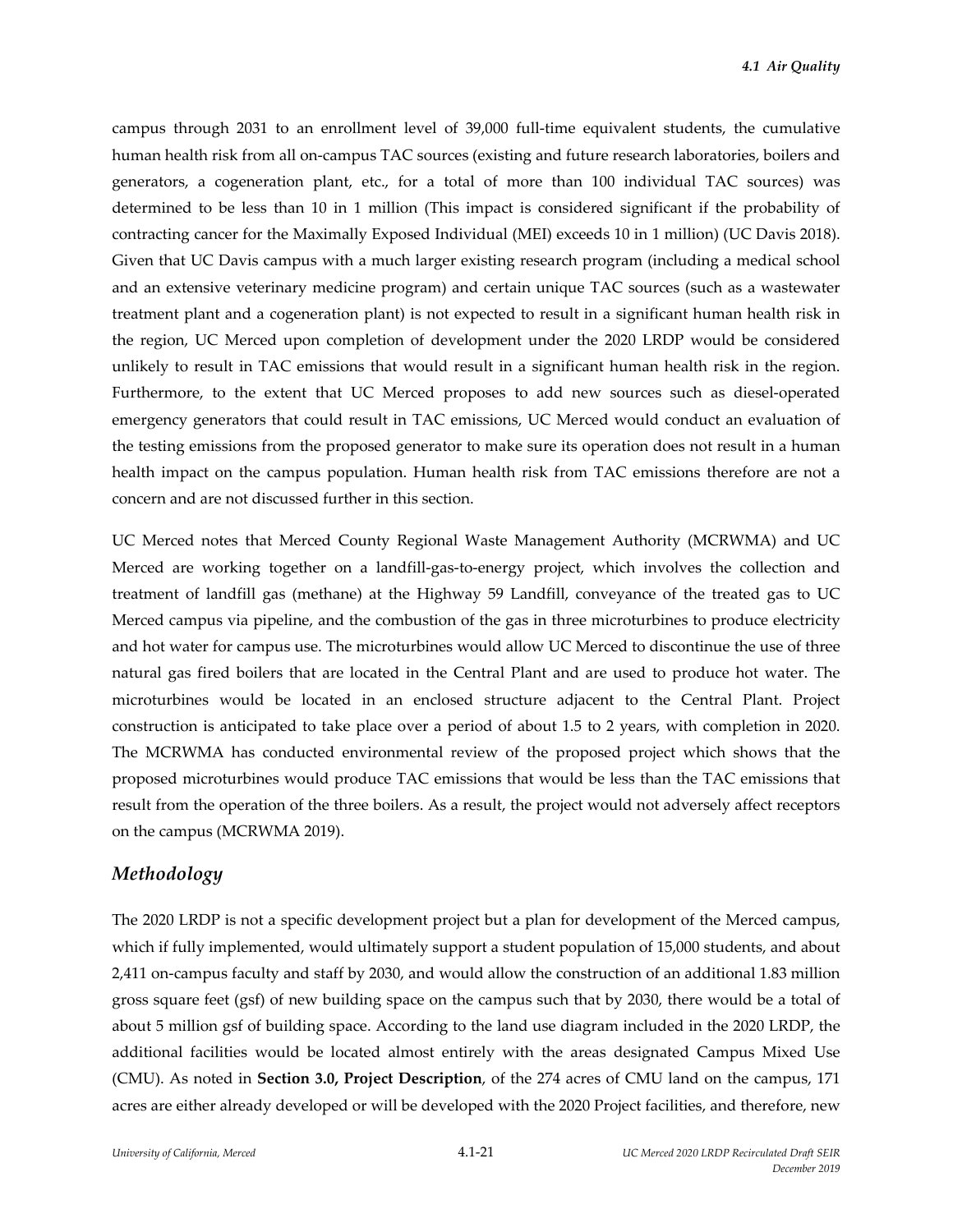campus through 2031 to an enrollment level of 39,000 full-time equivalent students, the cumulative human health risk from all on-campus TAC sources (existing and future research laboratories, boilers and generators, a cogeneration plant, etc., for a total of more than 100 individual TAC sources) was determined to be less than 10 in 1 million (This impact is considered significant if the probability of contracting cancer for the Maximally Exposed Individual (MEI) exceeds 10 in 1 million) (UC Davis 2018). Given that UC Davis campus with a much larger existing research program (including a medical school and an extensive veterinary medicine program) and certain unique TAC sources (such as a wastewater treatment plant and a cogeneration plant) is not expected to result in a significant human health risk in the region, UC Merced upon completion of development under the 2020 LRDP would be considered unlikely to result in TAC emissions that would result in a significant human health risk in the region. Furthermore, to the extent that UC Merced proposes to add new sources such as diesel-operated emergency generators that could result in TAC emissions, UC Merced would conduct an evaluation of the testing emissions from the proposed generator to make sure its operation does not result in a human health impact on the campus population. Human health risk from TAC emissions therefore are not a concern and are not discussed further in this section.

UC Merced notes that Merced County Regional Waste Management Authority (MCRWMA) and UC Merced are working together on a landfill-gas-to-energy project, which involves the collection and treatment of landfill gas (methane) at the Highway 59 Landfill, conveyance of the treated gas to UC Merced campus via pipeline, and the combustion of the gas in three microturbines to produce electricity and hot water for campus use. The microturbines would allow UC Merced to discontinue the use of three natural gas fired boilers that are located in the Central Plant and are used to produce hot water. The microturbines would be located in an enclosed structure adjacent to the Central Plant. Project construction is anticipated to take place over a period of about 1.5 to 2 years, with completion in 2020. The MCRWMA has conducted environmental review of the proposed project which shows that the proposed microturbines would produce TAC emissions that would be less than the TAC emissions that result from the operation of the three boilers. As a result, the project would not adversely affect receptors on the campus (MCRWMA 2019).

### *Methodology*

The 2020 LRDP is not a specific development project but a plan for development of the Merced campus, which if fully implemented, would ultimately support a student population of 15,000 students, and about 2,411 on-campus faculty and staff by 2030, and would allow the construction of an additional 1.83 million gross square feet (gsf) of new building space on the campus such that by 2030, there would be a total of about 5 million gsf of building space. According to the land use diagram included in the 2020 LRDP, the additional facilities would be located almost entirely with the areas designated Campus Mixed Use (CMU). As noted in **Section 3.0, Project Description**, of the 274 acres of CMU land on the campus, 171 acres are either already developed or will be developed with the 2020 Project facilities, and therefore, new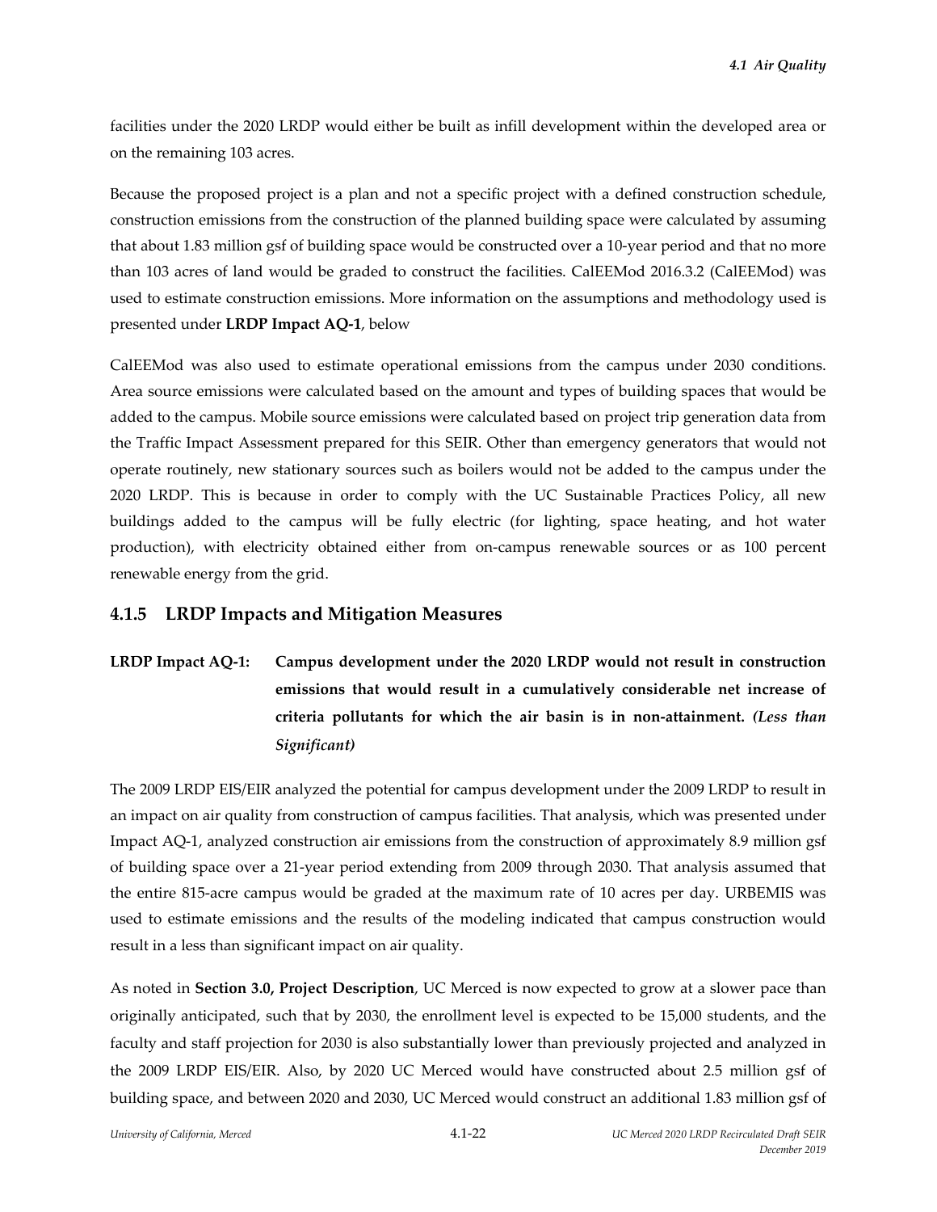facilities under the 2020 LRDP would either be built as infill development within the developed area or on the remaining 103 acres.

Because the proposed project is a plan and not a specific project with a defined construction schedule, construction emissions from the construction of the planned building space were calculated by assuming that about 1.83 million gsf of building space would be constructed over a 10-year period and that no more than 103 acres of land would be graded to construct the facilities. CalEEMod 2016.3.2 (CalEEMod) was used to estimate construction emissions. More information on the assumptions and methodology used is presented under **LRDP Impact AQ-1**, below

CalEEMod was also used to estimate operational emissions from the campus under 2030 conditions. Area source emissions were calculated based on the amount and types of building spaces that would be added to the campus. Mobile source emissions were calculated based on project trip generation data from the Traffic Impact Assessment prepared for this SEIR. Other than emergency generators that would not operate routinely, new stationary sources such as boilers would not be added to the campus under the 2020 LRDP. This is because in order to comply with the UC Sustainable Practices Policy, all new buildings added to the campus will be fully electric (for lighting, space heating, and hot water production), with electricity obtained either from on-campus renewable sources or as 100 percent renewable energy from the grid.

## 4.1.5 LRDP Impacts and Mitigation Measures

**LRDP Impact AQ-1: Campus development under the 2020 LRDP would not result in construction emissions that would result in a cumulatively considerable net increase of criteria pollutants for which the air basin is in non-attainment. *(Less than Significant)***

The 2009 LRDP EIS/EIR analyzed the potential for campus development under the 2009 LRDP to result in an impact on air quality from construction of campus facilities. That analysis, which was presented under Impact AQ-1, analyzed construction air emissions from the construction of approximately 8.9 million gsf of building space over a 21-year period extending from 2009 through 2030. That analysis assumed that the entire 815-acre campus would be graded at the maximum rate of 10 acres per day. URBEMIS was used to estimate emissions and the results of the modeling indicated that campus construction would result in a less than significant impact on air quality.

As noted in **Section 3.0, Project Description**, UC Merced is now expected to grow at a slower pace than originally anticipated, such that by 2030, the enrollment level is expected to be 15,000 students, and the faculty and staff projection for 2030 is also substantially lower than previously projected and analyzed in the 2009 LRDP EIS/EIR. Also, by 2020 UC Merced would have constructed about 2.5 million gsf of building space, and between 2020 and 2030, UC Merced would construct an additional 1.83 million gsf of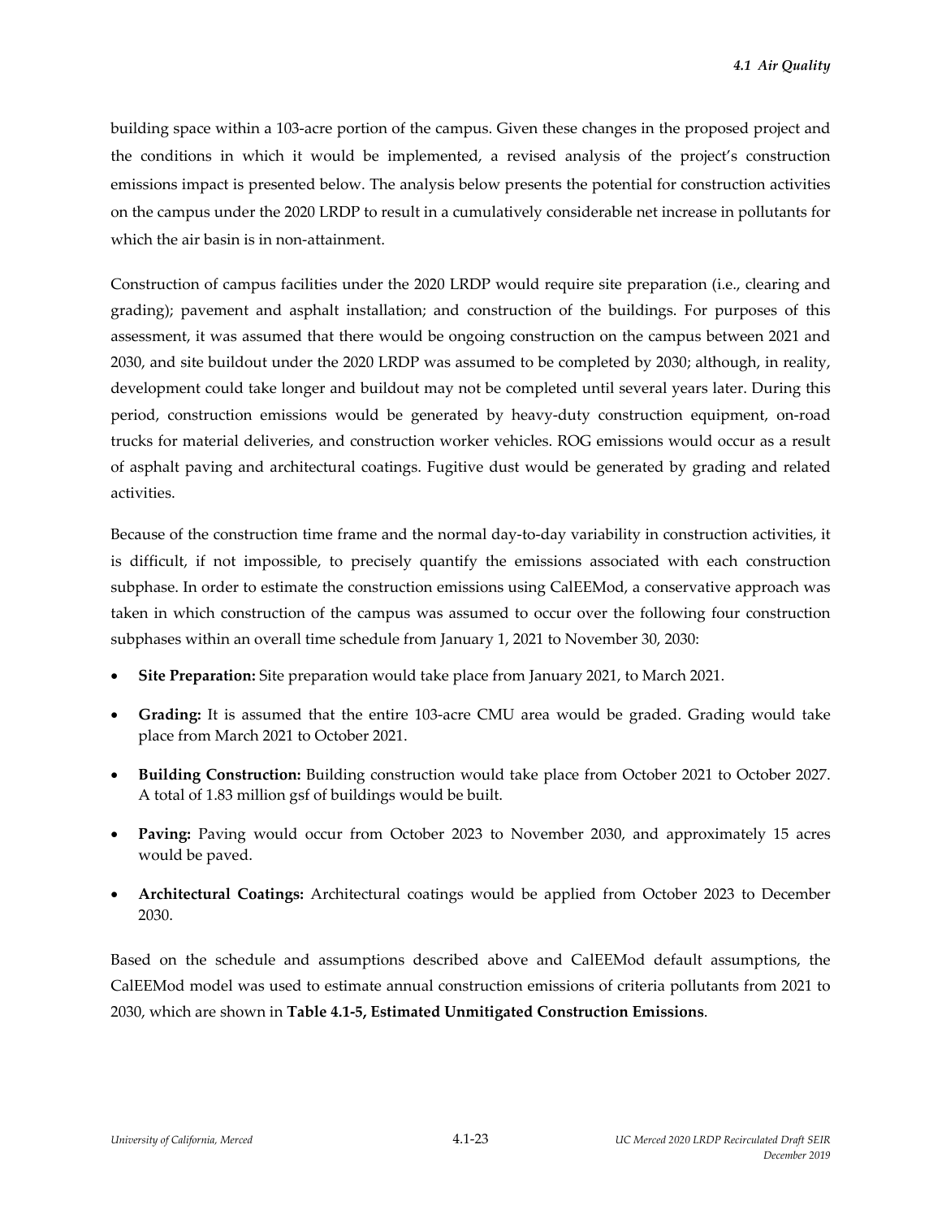building space within a 103-acre portion of the campus. Given these changes in the proposed project and the conditions in which it would be implemented, a revised analysis of the project's construction emissions impact is presented below. The analysis below presents the potential for construction activities on the campus under the 2020 LRDP to result in a cumulatively considerable net increase in pollutants for which the air basin is in non-attainment.

Construction of campus facilities under the 2020 LRDP would require site preparation (i.e., clearing and grading); pavement and asphalt installation; and construction of the buildings. For purposes of this assessment, it was assumed that there would be ongoing construction on the campus between 2021 and 2030, and site buildout under the 2020 LRDP was assumed to be completed by 2030; although, in reality, development could take longer and buildout may not be completed until several years later. During this period, construction emissions would be generated by heavy-duty construction equipment, on-road trucks for material deliveries, and construction worker vehicles. ROG emissions would occur as a result of asphalt paving and architectural coatings. Fugitive dust would be generated by grading and related activities.

Because of the construction time frame and the normal day-to-day variability in construction activities, it is difficult, if not impossible, to precisely quantify the emissions associated with each construction subphase. In order to estimate the construction emissions using CalEEMod, a conservative approach was taken in which construction of the campus was assumed to occur over the following four construction subphases within an overall time schedule from January 1, 2021 to November 30, 2030:

- **Site Preparation:** Site preparation would take place from January 2021, to March 2021.
- **Grading:** It is assumed that the entire 103-acre CMU area would be graded. Grading would take place from March 2021 to October 2021.
- **Building Construction:** Building construction would take place from October 2021 to October 2027. A total of 1.83 million gsf of buildings would be built.
- **Paving:** Paving would occur from October 2023 to November 2030, and approximately 15 acres would be paved.
- **Architectural Coatings:** Architectural coatings would be applied from October 2023 to December 2030.

Based on the schedule and assumptions described above and CalEEMod default assumptions, the CalEEMod model was used to estimate annual construction emissions of criteria pollutants from 2021 to 2030, which are shown in **Table 4.1-5, Estimated Unmitigated Construction Emissions**.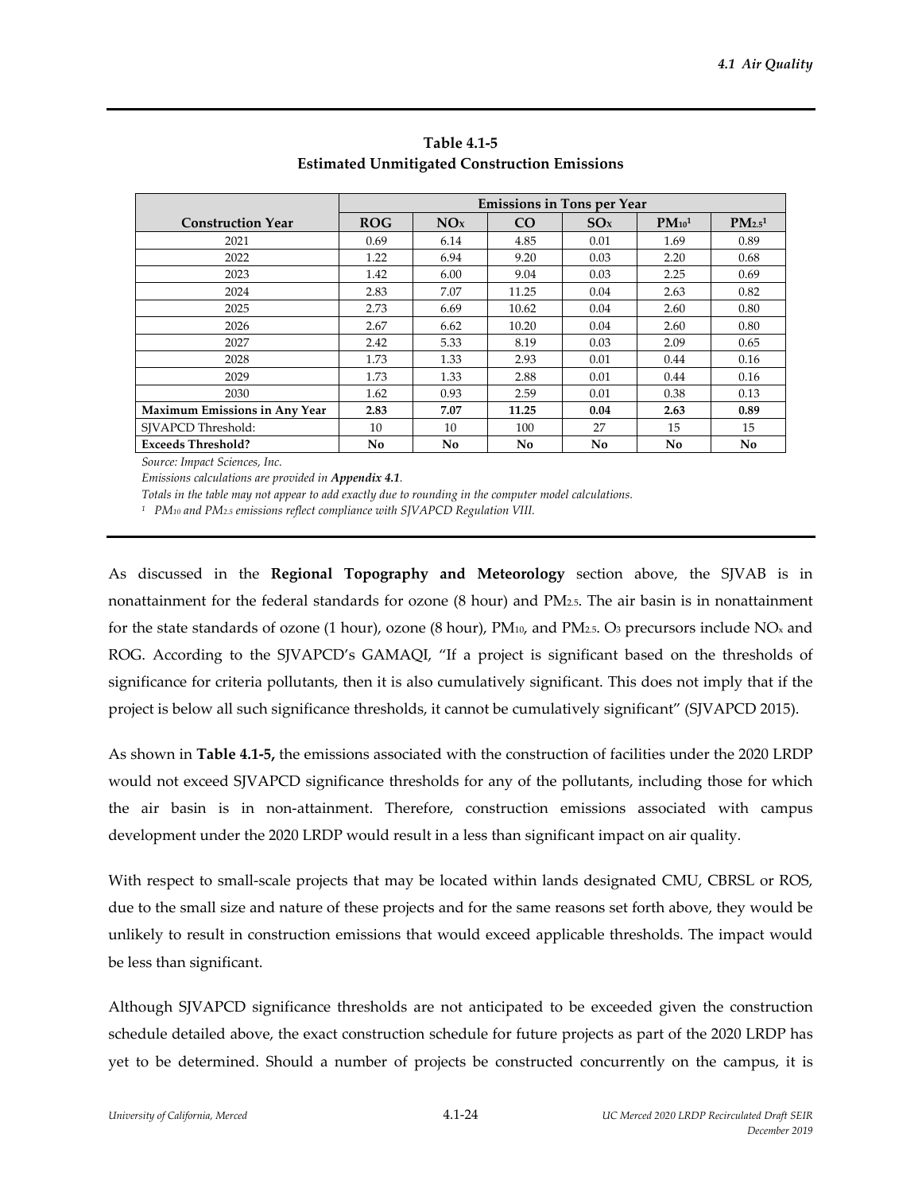**Table 4.1-5**
**Estimated Unmitigated Construction Emissions**

| | Emissions in Tons per Year | | | | | |
|---|---|---|---|---|---|---|
| **Construction Year** | **ROG** | **$NO_X$** | **CO** | **$SO_X$** | **$PM_{10}$[1]** | **$PM_{2.5}$[1]** |
| 2021 | 0.69 | 6.14 | 4.85 | 0.01 | 1.69 | 0.89 |
| 2022 | 1.22 | 6.94 | 9.20 | 0.03 | 2.20 | 0.68 |
| 2023 | 1.42 | 6.00 | 9.04 | 0.03 | 2.25 | 0.69 |
| 2024 | 2.83 | 7.07 | 11.25 | 0.04 | 2.63 | 0.82 |
| 2025 | 2.73 | 6.69 | 10.62 | 0.04 | 2.60 | 0.80 |
| 2026 | 2.67 | 6.62 | 10.20 | 0.04 | 2.60 | 0.80 |
| 2027 | 2.42 | 5.33 | 8.19 | 0.03 | 2.09 | 0.65 |
| 2028 | 1.73 | 1.33 | 2.93 | 0.01 | 0.44 | 0.16 |
| 2029 | 1.73 | 1.33 | 2.88 | 0.01 | 0.44 | 0.16 |
| 2030 | 1.62 | 0.93 | 2.59 | 0.01 | 0.38 | 0.13 |
| **Maximum Emissions in Any Year** | **2.83** | **7.07** | **11.25** | **0.04** | **2.63** | **0.89** |
| SJVAPCD Threshold: | 10 | 10 | 100 | 27 | 15 | 15 |
| **Exceeds Threshold?** | **No** | **No** | **No** | **No** | **No** | **No** |

*Source: Impact Sciences, Inc.*
*Emissions calculations are provided in **Appendix 4.1**.*
*Totals in the table may not appear to add exactly due to rounding in the computer model calculations.*
*[1] $PM_{10}$ and $PM_{2.5}$ emissions reflect compliance with SJVAPCD Regulation VIII.*

As discussed in the **Regional Topography and Meteorology** section above, the SJVAB is in nonattainment for the federal standards for ozone (8 hour) and $PM_{2.5}$. The air basin is in nonattainment for the state standards of ozone (1 hour), ozone (8 hour), $PM_{10}$, and $PM_{2.5}$. $O_3$ precursors include $NO_x$ and ROG. According to the SJVAPCD's GAMAQI, "If a project is significant based on the thresholds of significance for criteria pollutants, then it is also cumulatively significant. This does not imply that if the project is below all such significance thresholds, it cannot be cumulatively significant" (SJVAPCD 2015).

As shown in **Table 4.1-5,** the emissions associated with the construction of facilities under the 2020 LRDP would not exceed SJVAPCD significance thresholds for any of the pollutants, including those for which the air basin is in non-attainment. Therefore, construction emissions associated with campus development under the 2020 LRDP would result in a less than significant impact on air quality.

With respect to small-scale projects that may be located within lands designated CMU, CBRSL or ROS, due to the small size and nature of these projects and for the same reasons set forth above, they would be unlikely to result in construction emissions that would exceed applicable thresholds. The impact would be less than significant.

Although SJVAPCD significance thresholds are not anticipated to be exceeded given the construction schedule detailed above, the exact construction schedule for future projects as part of the 2020 LRDP has yet to be determined. Should a number of projects be constructed concurrently on the campus, it is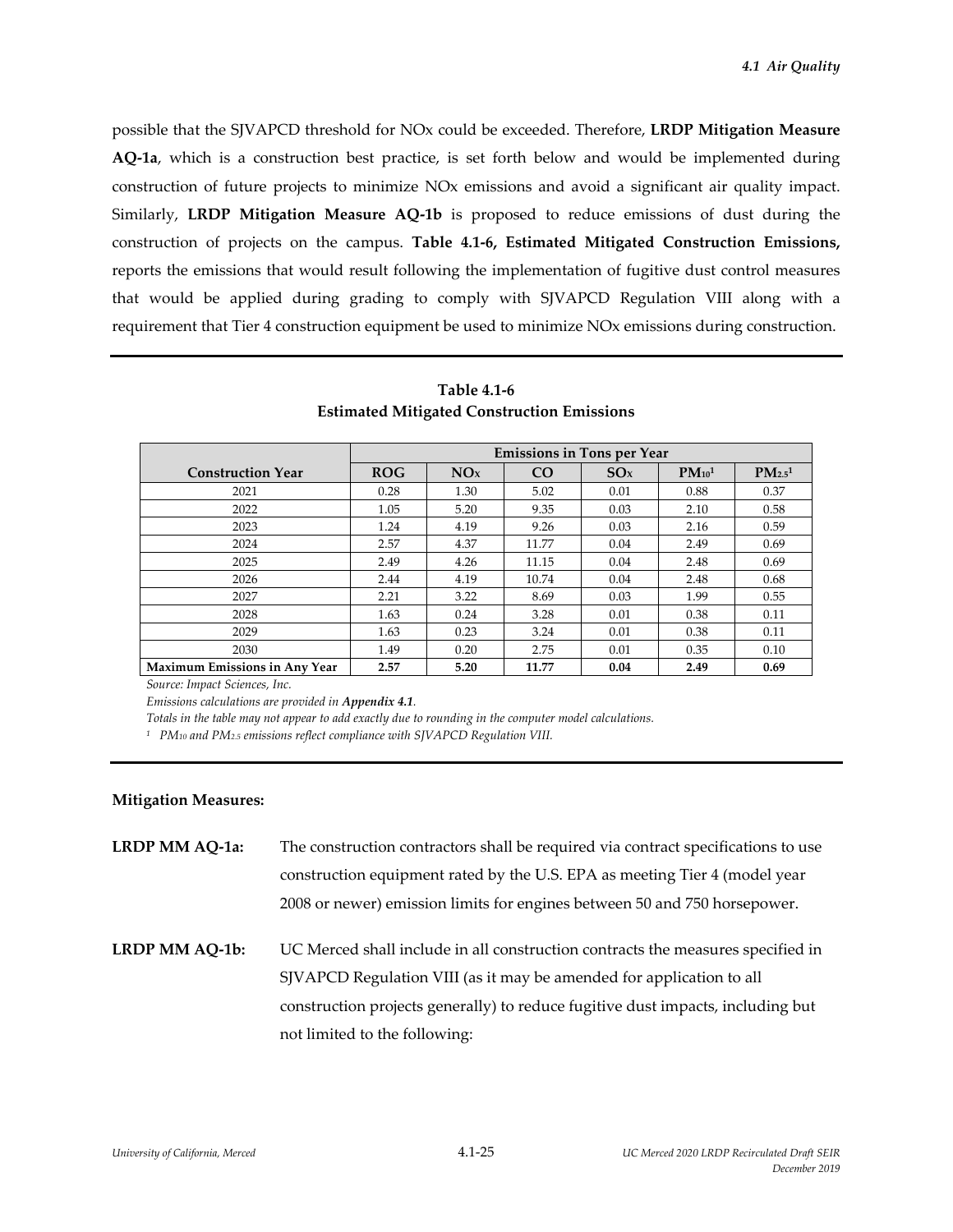possible that the SJVAPCD threshold for NOx could be exceeded. Therefore, **LRDP Mitigation Measure AQ-1a**, which is a construction best practice, is set forth below and would be implemented during construction of future projects to minimize NOx emissions and avoid a significant air quality impact. Similarly, **LRDP Mitigation Measure AQ-1b** is proposed to reduce emissions of dust during the construction of projects on the campus. **Table 4.1-6, Estimated Mitigated Construction Emissions,** reports the emissions that would result following the implementation of fugitive dust control measures that would be applied during grading to comply with SJVAPCD Regulation VIII along with a requirement that Tier 4 construction equipment be used to minimize NOx emissions during construction.

**Table 4.1-6**
**Estimated Mitigated Construction Emissions**

| | Emissions in Tons per Year | | | | | |
|---|---|---|---|---|---|---|
| **Construction Year** | **ROG** | **$NO_X$** | **CO** | **$SO_X$** | **$PM_{10}$[1]** | **$PM_{2.5}$[1]** |
| 2021 | 0.28 | 1.30 | 5.02 | 0.01 | 0.88 | 0.37 |
| 2022 | 1.05 | 5.20 | 9.35 | 0.03 | 2.10 | 0.58 |
| 2023 | 1.24 | 4.19 | 9.26 | 0.03 | 2.16 | 0.59 |
| 2024 | 2.57 | 4.37 | 11.77 | 0.04 | 2.49 | 0.69 |
| 2025 | 2.49 | 4.26 | 11.15 | 0.04 | 2.48 | 0.69 |
| 2026 | 2.44 | 4.19 | 10.74 | 0.04 | 2.48 | 0.68 |
| 2027 | 2.21 | 3.22 | 8.69 | 0.03 | 1.99 | 0.55 |
| 2028 | 1.63 | 0.24 | 3.28 | 0.01 | 0.38 | 0.11 |
| 2029 | 1.63 | 0.23 | 3.24 | 0.01 | 0.38 | 0.11 |
| 2030 | 1.49 | 0.20 | 2.75 | 0.01 | 0.35 | 0.10 |
| **Maximum Emissions in Any Year** | **2.57** | **5.20** | **11.77** | **0.04** | **2.49** | **0.69** |

*Source: Impact Sciences, Inc.*

*Emissions calculations are provided in **Appendix 4.1**.*

*Totals in the table may not appear to add exactly due to rounding in the computer model calculations.*

*[1] $PM_{10}$ and $PM_{2.5}$ emissions reflect compliance with SJVAPCD Regulation VIII.*

**Mitigation Measures:**

**LRDP MM AQ-1a:** The construction contractors shall be required via contract specifications to use construction equipment rated by the U.S. EPA as meeting Tier 4 (model year 2008 or newer) emission limits for engines between 50 and 750 horsepower.

**LRDP MM AQ-1b:** UC Merced shall include in all construction contracts the measures specified in SJVAPCD Regulation VIII (as it may be amended for application to all construction projects generally) to reduce fugitive dust impacts, including but not limited to the following: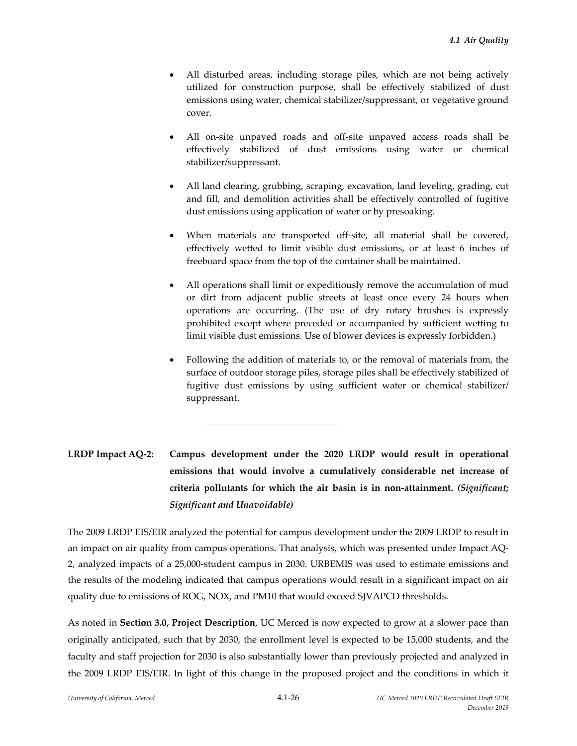- All disturbed areas, including storage piles, which are not being actively utilized for construction purpose, shall be effectively stabilized of dust emissions using water, chemical stabilizer/suppressant, or vegetative ground cover.
- All on-site unpaved roads and off-site unpaved access roads shall be effectively stabilized of dust emissions using water or chemical stabilizer/suppressant.
- All land clearing, grubbing, scraping, excavation, land leveling, grading, cut and fill, and demolition activities shall be effectively controlled of fugitive dust emissions using application of water or by presoaking.
- When materials are transported off-site, all material shall be covered, effectively wetted to limit visible dust emissions, or at least 6 inches of freeboard space from the top of the container shall be maintained.
- All operations shall limit or expeditiously remove the accumulation of mud or dirt from adjacent public streets at least once every 24 hours when operations are occurring. (The use of dry rotary brushes is expressly prohibited except where preceded or accompanied by sufficient wetting to limit visible dust emissions. Use of blower devices is expressly forbidden.)
- Following the addition of materials to, or the removal of materials from, the surface of outdoor storage piles, storage piles shall be effectively stabilized of fugitive dust emissions by using sufficient water or chemical stabilizer/ suppressant.

---

**LRDP Impact AQ-2: Campus development under the 2020 LRDP would result in operational emissions that would involve a cumulatively considerable net increase of criteria pollutants for which the air basin is in non-attainment.** ***(Significant; Significant and Unavoidable)***

The 2009 LRDP EIS/EIR analyzed the potential for campus development under the 2009 LRDP to result in an impact on air quality from campus operations. That analysis, which was presented under Impact AQ-2, analyzed impacts of a 25,000-student campus in 2030. URBEMIS was used to estimate emissions and the results of the modeling indicated that campus operations would result in a significant impact on air quality due to emissions of ROG, NOX, and PM10 that would exceed SJVAPCD thresholds.

As noted in **Section 3.0, Project Description**, UC Merced is now expected to grow at a slower pace than originally anticipated, such that by 2030, the enrollment level is expected to be 15,000 students, and the faculty and staff projection for 2030 is also substantially lower than previously projected and analyzed in the 2009 LRDP EIS/EIR. In light of this change in the proposed project and the conditions in which it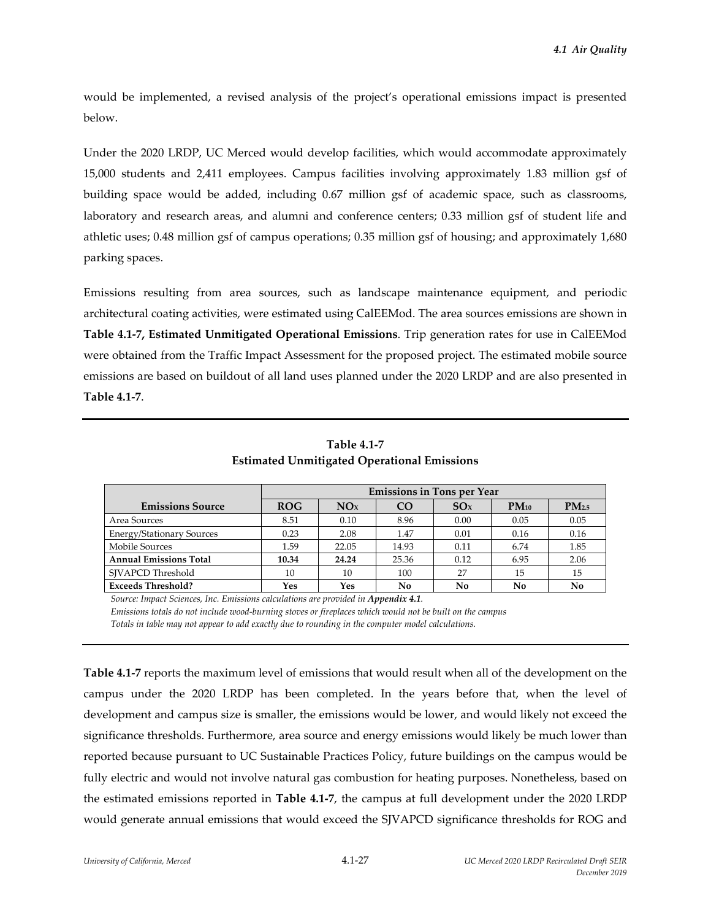would be implemented, a revised analysis of the project's operational emissions impact is presented below.

Under the 2020 LRDP, UC Merced would develop facilities, which would accommodate approximately 15,000 students and 2,411 employees. Campus facilities involving approximately 1.83 million gsf of building space would be added, including 0.67 million gsf of academic space, such as classrooms, laboratory and research areas, and alumni and conference centers; 0.33 million gsf of student life and athletic uses; 0.48 million gsf of campus operations; 0.35 million gsf of housing; and approximately 1,680 parking spaces.

Emissions resulting from area sources, such as landscape maintenance equipment, and periodic architectural coating activities, were estimated using CalEEMod. The area sources emissions are shown in **Table 4.1-7, Estimated Unmitigated Operational Emissions**. Trip generation rates for use in CalEEMod were obtained from the Traffic Impact Assessment for the proposed project. The estimated mobile source emissions are based on buildout of all land uses planned under the 2020 LRDP and are also presented in **Table 4.1-7**.

**Table 4.1-7**
**Estimated Unmitigated Operational Emissions**

| | Emissions in Tons per Year | | | | | |
|---|---|---|---|---|---|---|
| **Emissions Source** | **ROG** | **$NO_X$** | **CO** | **$SO_X$** | **$PM_{10}$** | **$PM_{2.5}$** |
| Area Sources | 8.51 | 0.10 | 8.96 | 0.00 | 0.05 | 0.05 |
| Energy/Stationary Sources | 0.23 | 2.08 | 1.47 | 0.01 | 0.16 | 0.16 |
| Mobile Sources | 1.59 | 22.05 | 14.93 | 0.11 | 6.74 | 1.85 |
| **Annual Emissions Total** | **10.34** | **24.24** | 25.36 | 0.12 | 6.95 | 2.06 |
| SJVAPCD Threshold | 10 | 10 | 100 | 27 | 15 | 15 |
| **Exceeds Threshold?** | **Yes** | **Yes** | **No** | **No** | **No** | **No** |

*Source: Impact Sciences, Inc. Emissions calculations are provided in **Appendix 4.1**.*
*Emissions totals do not include wood-burning stoves or fireplaces which would not be built on the campus*
*Totals in table may not appear to add exactly due to rounding in the computer model calculations.*

**Table 4.1-7** reports the maximum level of emissions that would result when all of the development on the campus under the 2020 LRDP has been completed. In the years before that, when the level of development and campus size is smaller, the emissions would be lower, and would likely not exceed the significance thresholds. Furthermore, area source and energy emissions would likely be much lower than reported because pursuant to UC Sustainable Practices Policy, future buildings on the campus would be fully electric and would not involve natural gas combustion for heating purposes. Nonetheless, based on the estimated emissions reported in **Table 4.1-7**, the campus at full development under the 2020 LRDP would generate annual emissions that would exceed the SJVAPCD significance thresholds for ROG and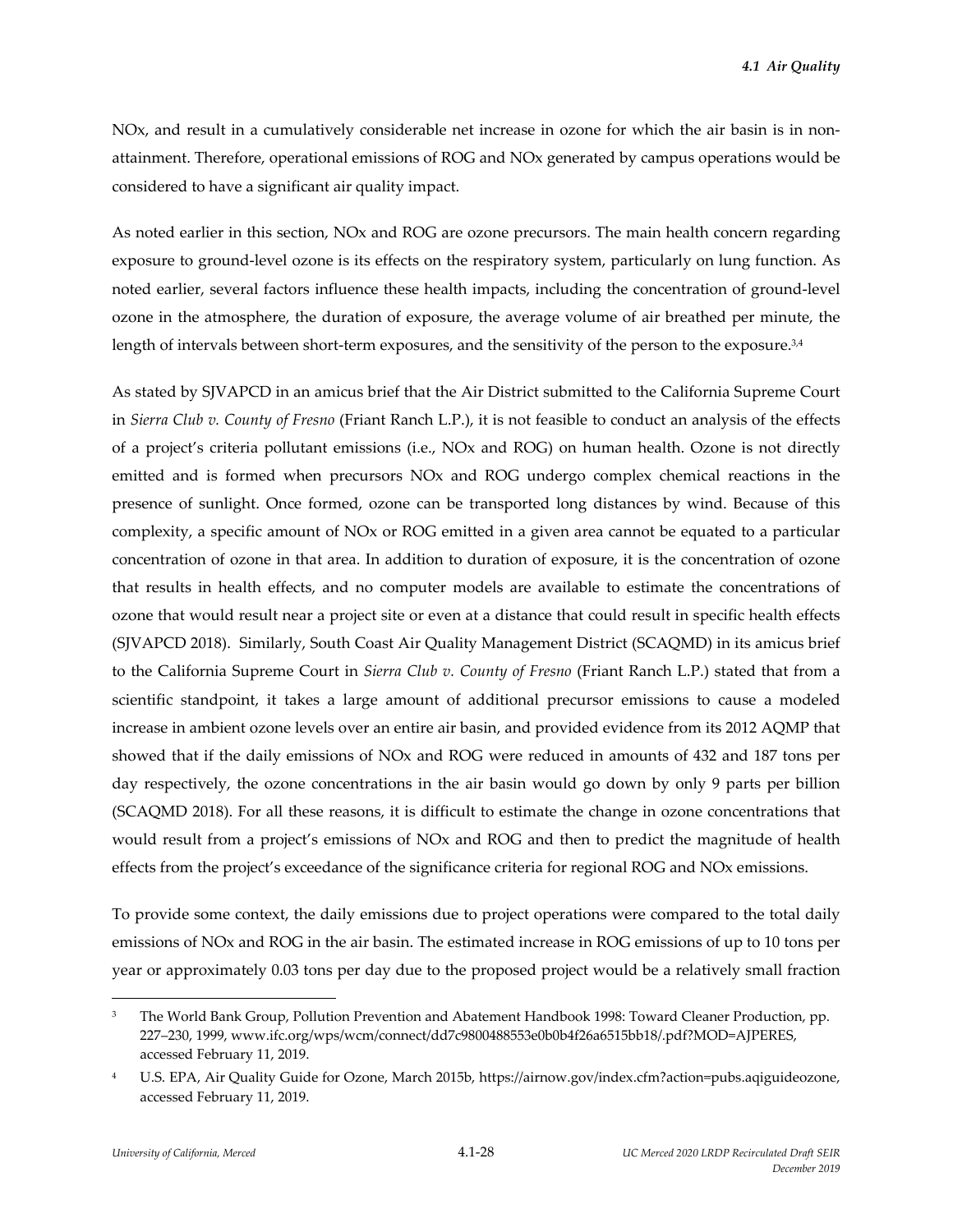NOx, and result in a cumulatively considerable net increase in ozone for which the air basin is in non-attainment. Therefore, operational emissions of ROG and NOx generated by campus operations would be considered to have a significant air quality impact.

As noted earlier in this section, NOx and ROG are ozone precursors. The main health concern regarding exposure to ground-level ozone is its effects on the respiratory system, particularly on lung function. As noted earlier, several factors influence these health impacts, including the concentration of ground-level ozone in the atmosphere, the duration of exposure, the average volume of air breathed per minute, the length of intervals between short-term exposures, and the sensitivity of the person to the exposure.[3,4]

As stated by SJVAPCD in an amicus brief that the Air District submitted to the California Supreme Court in *Sierra Club v. County of Fresno* (Friant Ranch L.P.), it is not feasible to conduct an analysis of the effects of a project's criteria pollutant emissions (i.e., NOx and ROG) on human health. Ozone is not directly emitted and is formed when precursors NOx and ROG undergo complex chemical reactions in the presence of sunlight. Once formed, ozone can be transported long distances by wind. Because of this complexity, a specific amount of NOx or ROG emitted in a given area cannot be equated to a particular concentration of ozone in that area. In addition to duration of exposure, it is the concentration of ozone that results in health effects, and no computer models are available to estimate the concentrations of ozone that would result near a project site or even at a distance that could result in specific health effects (SJVAPCD 2018). Similarly, South Coast Air Quality Management District (SCAQMD) in its amicus brief to the California Supreme Court in *Sierra Club v. County of Fresno* (Friant Ranch L.P.) stated that from a scientific standpoint, it takes a large amount of additional precursor emissions to cause a modeled increase in ambient ozone levels over an entire air basin, and provided evidence from its 2012 AQMP that showed that if the daily emissions of NOx and ROG were reduced in amounts of 432 and 187 tons per day respectively, the ozone concentrations in the air basin would go down by only 9 parts per billion (SCAQMD 2018). For all these reasons, it is difficult to estimate the change in ozone concentrations that would result from a project's emissions of NOx and ROG and then to predict the magnitude of health effects from the project's exceedance of the significance criteria for regional ROG and NOx emissions.

To provide some context, the daily emissions due to project operations were compared to the total daily emissions of NOx and ROG in the air basin. The estimated increase in ROG emissions of up to 10 tons per year or approximately 0.03 tons per day due to the proposed project would be a relatively small fraction

---

[3] The World Bank Group, Pollution Prevention and Abatement Handbook 1998: Toward Cleaner Production, pp. 227–230, 1999, www.ifc.org/wps/wcm/connect/dd7c9800488553e0b0b4f26a6515bb18/.pdf?MOD=AJPERES, accessed February 11, 2019.

[4] U.S. EPA, Air Quality Guide for Ozone, March 2015b, https://airnow.gov/index.cfm?action=pubs.aqiguideozone, accessed February 11, 2019.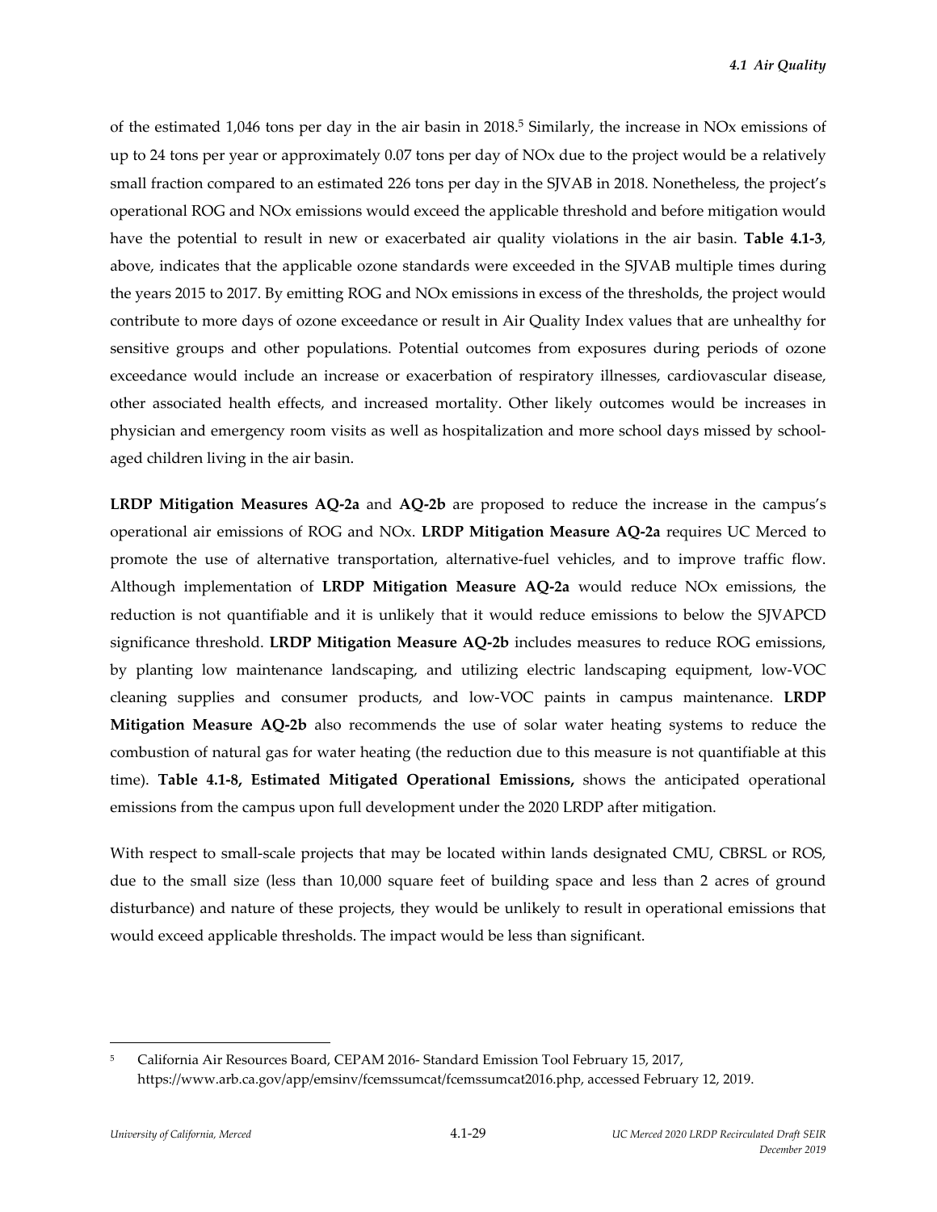of the estimated 1,046 tons per day in the air basin in 2018.[5] Similarly, the increase in NOx emissions of up to 24 tons per year or approximately 0.07 tons per day of NOx due to the project would be a relatively small fraction compared to an estimated 226 tons per day in the SJVAB in 2018. Nonetheless, the project's operational ROG and NOx emissions would exceed the applicable threshold and before mitigation would have the potential to result in new or exacerbated air quality violations in the air basin. **Table 4.1-3**, above, indicates that the applicable ozone standards were exceeded in the SJVAB multiple times during the years 2015 to 2017. By emitting ROG and NOx emissions in excess of the thresholds, the project would contribute to more days of ozone exceedance or result in Air Quality Index values that are unhealthy for sensitive groups and other populations. Potential outcomes from exposures during periods of ozone exceedance would include an increase or exacerbation of respiratory illnesses, cardiovascular disease, other associated health effects, and increased mortality. Other likely outcomes would be increases in physician and emergency room visits as well as hospitalization and more school days missed by school-aged children living in the air basin.

**LRDP Mitigation Measures AQ-2a** and **AQ-2b** are proposed to reduce the increase in the campus's operational air emissions of ROG and NOx. **LRDP Mitigation Measure AQ-2a** requires UC Merced to promote the use of alternative transportation, alternative-fuel vehicles, and to improve traffic flow. Although implementation of **LRDP Mitigation Measure AQ-2a** would reduce NOx emissions, the reduction is not quantifiable and it is unlikely that it would reduce emissions to below the SJVAPCD significance threshold. **LRDP Mitigation Measure AQ-2b** includes measures to reduce ROG emissions, by planting low maintenance landscaping, and utilizing electric landscaping equipment, low-VOC cleaning supplies and consumer products, and low-VOC paints in campus maintenance. **LRDP Mitigation Measure AQ-2b** also recommends the use of solar water heating systems to reduce the combustion of natural gas for water heating (the reduction due to this measure is not quantifiable at this time). **Table 4.1-8, Estimated Mitigated Operational Emissions,** shows the anticipated operational emissions from the campus upon full development under the 2020 LRDP after mitigation.

With respect to small-scale projects that may be located within lands designated CMU, CBRSL or ROS, due to the small size (less than 10,000 square feet of building space and less than 2 acres of ground disturbance) and nature of these projects, they would be unlikely to result in operational emissions that would exceed applicable thresholds. The impact would be less than significant.

---

[5] California Air Resources Board, CEPAM 2016- Standard Emission Tool February 15, 2017, https://www.arb.ca.gov/app/emsinv/fcemssumcat/fcemssumcat2016.php, accessed February 12, 2019.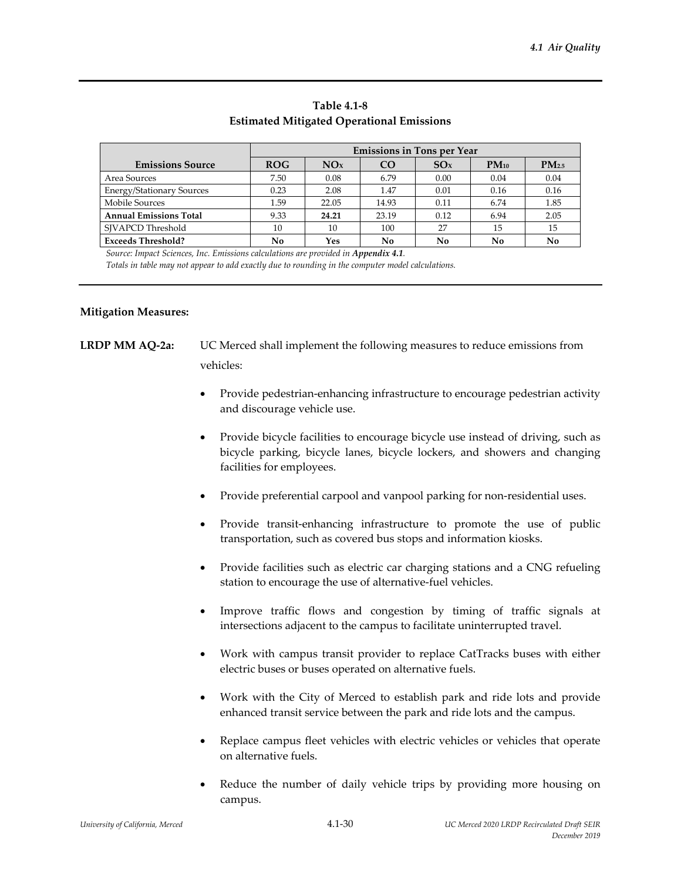**Table 4.1-8**
**Estimated Mitigated Operational Emissions**

| | Emissions in Tons per Year | | | | | |
|---|---|---|---|---|---|---|
| **Emissions Source** | **ROG** | **$NO_X$** | **CO** | **$SO_X$** | **$PM_{10}$** | **$PM_{2.5}$** |
| Area Sources | 7.50 | 0.08 | 6.79 | 0.00 | 0.04 | 0.04 |
| Energy/Stationary Sources | 0.23 | 2.08 | 1.47 | 0.01 | 0.16 | 0.16 |
| Mobile Sources | 1.59 | 22.05 | 14.93 | 0.11 | 6.74 | 1.85 |
| **Annual Emissions Total** | 9.33 | **24.21** | 23.19 | 0.12 | 6.94 | 2.05 |
| SJVAPCD Threshold | 10 | 10 | 100 | 27 | 15 | 15 |
| **Exceeds Threshold?** | **No** | **Yes** | **No** | **No** | **No** | **No** |

*Source: Impact Sciences, Inc. Emissions calculations are provided in* ***Appendix 4.1****.*
*Totals in table may not appear to add exactly due to rounding in the computer model calculations.*

**Mitigation Measures:**

**LRDP MM AQ-2a:** UC Merced shall implement the following measures to reduce emissions from vehicles:

- Provide pedestrian-enhancing infrastructure to encourage pedestrian activity and discourage vehicle use.
- Provide bicycle facilities to encourage bicycle use instead of driving, such as bicycle parking, bicycle lanes, bicycle lockers, and showers and changing facilities for employees.
- Provide preferential carpool and vanpool parking for non-residential uses.
- Provide transit-enhancing infrastructure to promote the use of public transportation, such as covered bus stops and information kiosks.
- Provide facilities such as electric car charging stations and a CNG refueling station to encourage the use of alternative-fuel vehicles.
- Improve traffic flows and congestion by timing of traffic signals at intersections adjacent to the campus to facilitate uninterrupted travel.
- Work with campus transit provider to replace CatTracks buses with either electric buses or buses operated on alternative fuels.
- Work with the City of Merced to establish park and ride lots and provide enhanced transit service between the park and ride lots and the campus.
- Replace campus fleet vehicles with electric vehicles or vehicles that operate on alternative fuels.
- Reduce the number of daily vehicle trips by providing more housing on campus.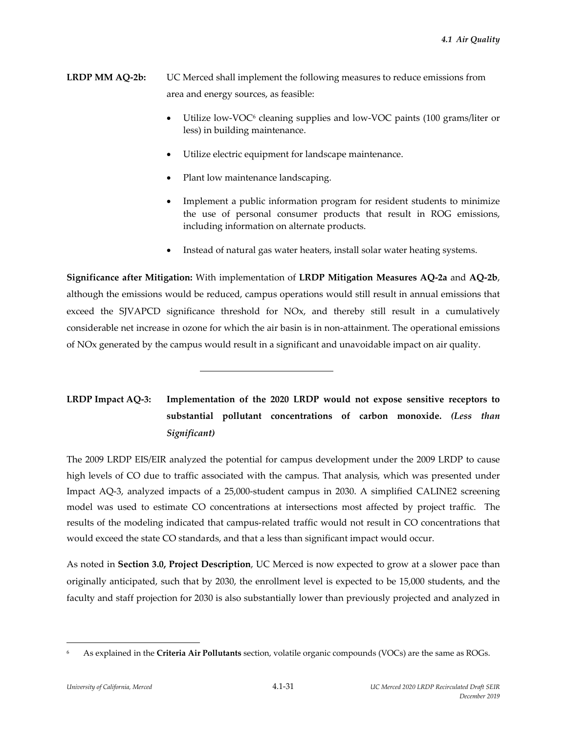**LRDP MM AQ-2b:** UC Merced shall implement the following measures to reduce emissions from area and energy sources, as feasible:

- Utilize low-VOC[6] cleaning supplies and low-VOC paints (100 grams/liter or less) in building maintenance.
- Utilize electric equipment for landscape maintenance.
- Plant low maintenance landscaping.
- Implement a public information program for resident students to minimize the use of personal consumer products that result in ROG emissions, including information on alternate products.
- Instead of natural gas water heaters, install solar water heating systems.

**Significance after Mitigation:** With implementation of **LRDP Mitigation Measures AQ-2a** and **AQ-2b**, although the emissions would be reduced, campus operations would still result in annual emissions that exceed the SJVAPCD significance threshold for NOx, and thereby still result in a cumulatively considerable net increase in ozone for which the air basin is in non-attainment. The operational emissions of NOx generated by the campus would result in a significant and unavoidable impact on air quality.

---

**LRDP Impact AQ-3: Implementation of the 2020 LRDP would not expose sensitive receptors to substantial pollutant concentrations of carbon monoxide.** ***(Less than Significant)***

The 2009 LRDP EIS/EIR analyzed the potential for campus development under the 2009 LRDP to cause high levels of CO due to traffic associated with the campus. That analysis, which was presented under Impact AQ-3, analyzed impacts of a 25,000-student campus in 2030. A simplified CALINE2 screening model was used to estimate CO concentrations at intersections most affected by project traffic. The results of the modeling indicated that campus-related traffic would not result in CO concentrations that would exceed the state CO standards, and that a less than significant impact would occur.

As noted in **Section 3.0, Project Description**, UC Merced is now expected to grow at a slower pace than originally anticipated, such that by 2030, the enrollment level is expected to be 15,000 students, and the faculty and staff projection for 2030 is also substantially lower than previously projected and analyzed in

---

[6] As explained in the **Criteria Air Pollutants** section, volatile organic compounds (VOCs) are the same as ROGs.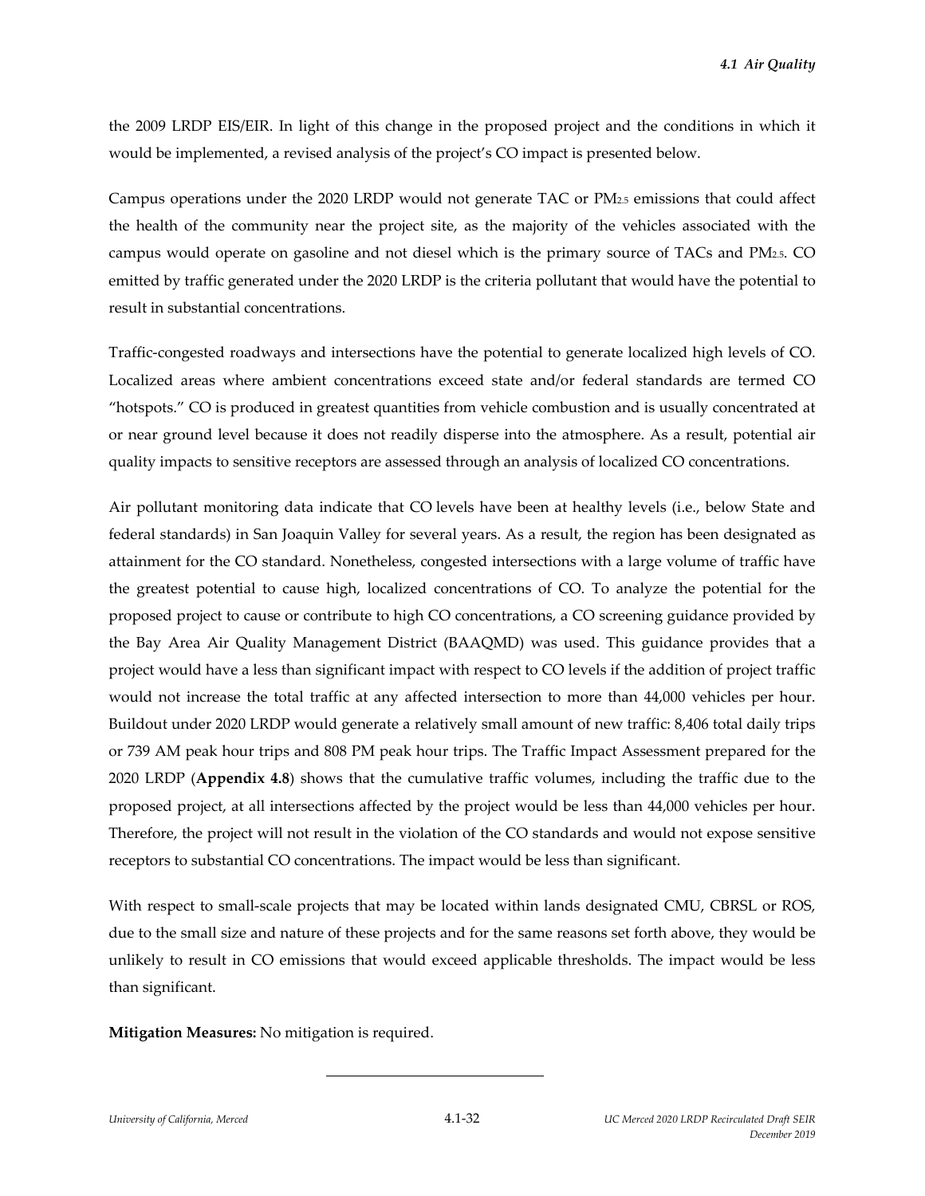the 2009 LRDP EIS/EIR. In light of this change in the proposed project and the conditions in which it would be implemented, a revised analysis of the project's CO impact is presented below.

Campus operations under the 2020 LRDP would not generate TAC or $PM_{2.5}$ emissions that could affect the health of the community near the project site, as the majority of the vehicles associated with the campus would operate on gasoline and not diesel which is the primary source of TACs and $PM_{2.5}$. CO emitted by traffic generated under the 2020 LRDP is the criteria pollutant that would have the potential to result in substantial concentrations.

Traffic-congested roadways and intersections have the potential to generate localized high levels of CO. Localized areas where ambient concentrations exceed state and/or federal standards are termed CO "hotspots." CO is produced in greatest quantities from vehicle combustion and is usually concentrated at or near ground level because it does not readily disperse into the atmosphere. As a result, potential air quality impacts to sensitive receptors are assessed through an analysis of localized CO concentrations.

Air pollutant monitoring data indicate that CO levels have been at healthy levels (i.e., below State and federal standards) in San Joaquin Valley for several years. As a result, the region has been designated as attainment for the CO standard. Nonetheless, congested intersections with a large volume of traffic have the greatest potential to cause high, localized concentrations of CO. To analyze the potential for the proposed project to cause or contribute to high CO concentrations, a CO screening guidance provided by the Bay Area Air Quality Management District (BAAQMD) was used. This guidance provides that a project would have a less than significant impact with respect to CO levels if the addition of project traffic would not increase the total traffic at any affected intersection to more than 44,000 vehicles per hour. Buildout under 2020 LRDP would generate a relatively small amount of new traffic: 8,406 total daily trips or 739 AM peak hour trips and 808 PM peak hour trips. The Traffic Impact Assessment prepared for the 2020 LRDP (**Appendix 4.8**) shows that the cumulative traffic volumes, including the traffic due to the proposed project, at all intersections affected by the project would be less than 44,000 vehicles per hour. Therefore, the project will not result in the violation of the CO standards and would not expose sensitive receptors to substantial CO concentrations. The impact would be less than significant.

With respect to small-scale projects that may be located within lands designated CMU, CBRSL or ROS, due to the small size and nature of these projects and for the same reasons set forth above, they would be unlikely to result in CO emissions that would exceed applicable thresholds. The impact would be less than significant.

**Mitigation Measures:** No mitigation is required.

---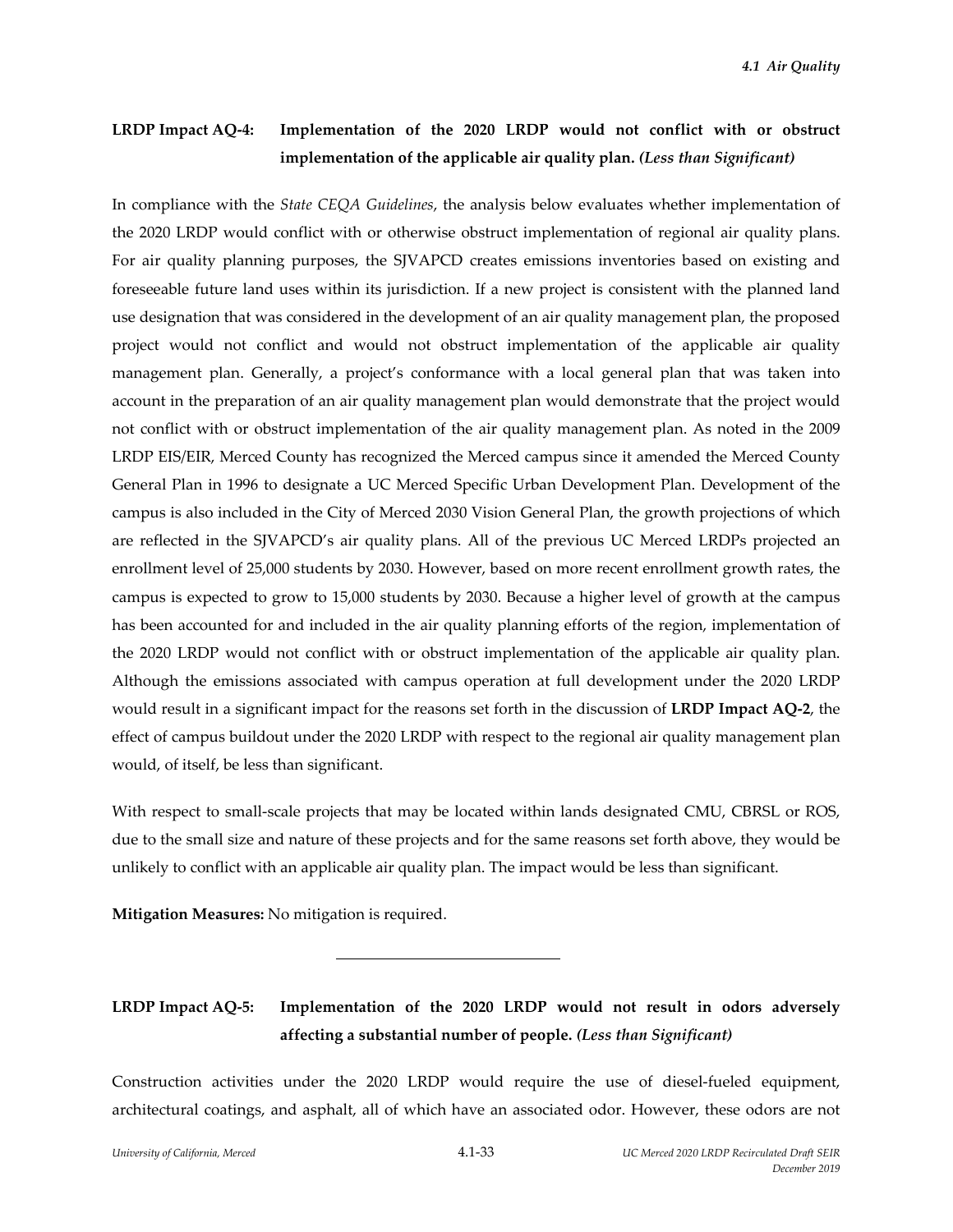**LRDP Impact AQ-4: Implementation of the 2020 LRDP would not conflict with or obstruct implementation of the applicable air quality plan.** ***(Less than Significant)***

In compliance with the *State CEQA Guidelines*, the analysis below evaluates whether implementation of the 2020 LRDP would conflict with or otherwise obstruct implementation of regional air quality plans. For air quality planning purposes, the SJVAPCD creates emissions inventories based on existing and foreseeable future land uses within its jurisdiction. If a new project is consistent with the planned land use designation that was considered in the development of an air quality management plan, the proposed project would not conflict and would not obstruct implementation of the applicable air quality management plan. Generally, a project's conformance with a local general plan that was taken into account in the preparation of an air quality management plan would demonstrate that the project would not conflict with or obstruct implementation of the air quality management plan. As noted in the 2009 LRDP EIS/EIR, Merced County has recognized the Merced campus since it amended the Merced County General Plan in 1996 to designate a UC Merced Specific Urban Development Plan. Development of the campus is also included in the City of Merced 2030 Vision General Plan, the growth projections of which are reflected in the SJVAPCD's air quality plans. All of the previous UC Merced LRDPs projected an enrollment level of 25,000 students by 2030. However, based on more recent enrollment growth rates, the campus is expected to grow to 15,000 students by 2030. Because a higher level of growth at the campus has been accounted for and included in the air quality planning efforts of the region, implementation of the 2020 LRDP would not conflict with or obstruct implementation of the applicable air quality plan. Although the emissions associated with campus operation at full development under the 2020 LRDP would result in a significant impact for the reasons set forth in the discussion of **LRDP Impact AQ-2**, the effect of campus buildout under the 2020 LRDP with respect to the regional air quality management plan would, of itself, be less than significant.

With respect to small-scale projects that may be located within lands designated CMU, CBRSL or ROS, due to the small size and nature of these projects and for the same reasons set forth above, they would be unlikely to conflict with an applicable air quality plan. The impact would be less than significant.

**Mitigation Measures:** No mitigation is required.

---

**LRDP Impact AQ-5: Implementation of the 2020 LRDP would not result in odors adversely affecting a substantial number of people.** ***(Less than Significant)***

Construction activities under the 2020 LRDP would require the use of diesel-fueled equipment, architectural coatings, and asphalt, all of which have an associated odor. However, these odors are not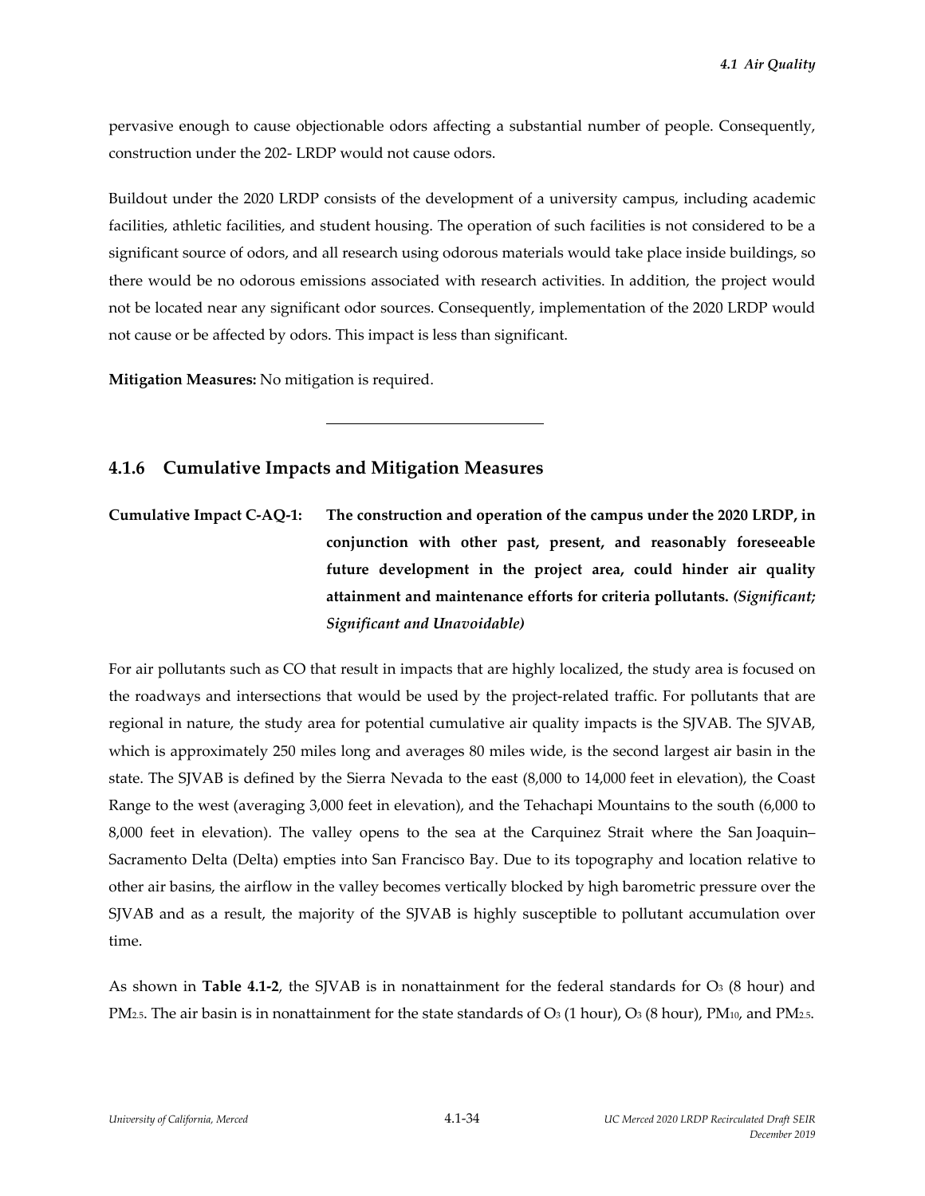pervasive enough to cause objectionable odors affecting a substantial number of people. Consequently, construction under the 202- LRDP would not cause odors.

Buildout under the 2020 LRDP consists of the development of a university campus, including academic facilities, athletic facilities, and student housing. The operation of such facilities is not considered to be a significant source of odors, and all research using odorous materials would take place inside buildings, so there would be no odorous emissions associated with research activities. In addition, the project would not be located near any significant odor sources. Consequently, implementation of the 2020 LRDP would not cause or be affected by odors. This impact is less than significant.

**Mitigation Measures:** No mitigation is required.

---

### 4.1.6 Cumulative Impacts and Mitigation Measures

**Cumulative Impact C-AQ-1: The construction and operation of the campus under the 2020 LRDP, in conjunction with other past, present, and reasonably foreseeable future development in the project area, could hinder air quality attainment and maintenance efforts for criteria pollutants. (*Significant; Significant and Unavoidable*)**

For air pollutants such as CO that result in impacts that are highly localized, the study area is focused on the roadways and intersections that would be used by the project-related traffic. For pollutants that are regional in nature, the study area for potential cumulative air quality impacts is the SJVAB. The SJVAB, which is approximately 250 miles long and averages 80 miles wide, is the second largest air basin in the state. The SJVAB is defined by the Sierra Nevada to the east (8,000 to 14,000 feet in elevation), the Coast Range to the west (averaging 3,000 feet in elevation), and the Tehachapi Mountains to the south (6,000 to 8,000 feet in elevation). The valley opens to the sea at the Carquinez Strait where the San Joaquin–Sacramento Delta (Delta) empties into San Francisco Bay. Due to its topography and location relative to other air basins, the airflow in the valley becomes vertically blocked by high barometric pressure over the SJVAB and as a result, the majority of the SJVAB is highly susceptible to pollutant accumulation over time.

As shown in **Table 4.1-2**, the SJVAB is in nonattainment for the federal standards for $O_3$ (8 hour) and $PM_{2.5}$. The air basin is in nonattainment for the state standards of $O_3$ (1 hour), $O_3$ (8 hour), $PM_{10}$, and $PM_{2.5}$.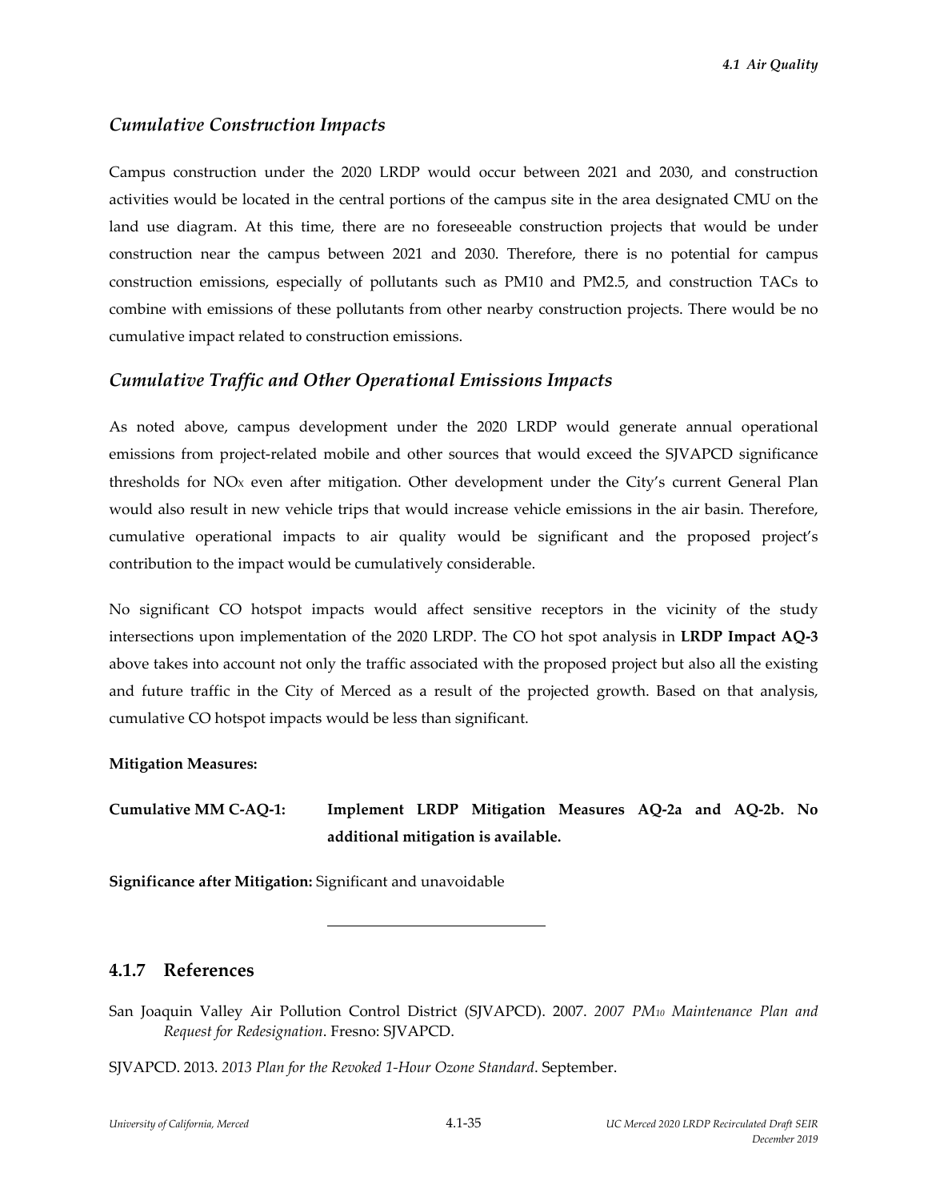### *Cumulative Construction Impacts*

Campus construction under the 2020 LRDP would occur between 2021 and 2030, and construction activities would be located in the central portions of the campus site in the area designated CMU on the land use diagram. At this time, there are no foreseeable construction projects that would be under construction near the campus between 2021 and 2030. Therefore, there is no potential for campus construction emissions, especially of pollutants such as PM10 and PM2.5, and construction TACs to combine with emissions of these pollutants from other nearby construction projects. There would be no cumulative impact related to construction emissions.

### *Cumulative Traffic and Other Operational Emissions Impacts*

As noted above, campus development under the 2020 LRDP would generate annual operational emissions from project-related mobile and other sources that would exceed the SJVAPCD significance thresholds for $NO_X$ even after mitigation. Other development under the City's current General Plan would also result in new vehicle trips that would increase vehicle emissions in the air basin. Therefore, cumulative operational impacts to air quality would be significant and the proposed project's contribution to the impact would be cumulatively considerable.

No significant CO hotspot impacts would affect sensitive receptors in the vicinity of the study intersections upon implementation of the 2020 LRDP. The CO hot spot analysis in **LRDP Impact AQ-3** above takes into account not only the traffic associated with the proposed project but also all the existing and future traffic in the City of Merced as a result of the projected growth. Based on that analysis, cumulative CO hotspot impacts would be less than significant.

**Mitigation Measures:**

**Cumulative MM C-AQ-1: Implement LRDP Mitigation Measures AQ-2a and AQ-2b. No additional mitigation is available.**

**Significance after Mitigation:** Significant and unavoidable

---

## 4.1.7 References

San Joaquin Valley Air Pollution Control District (SJVAPCD). 2007. *2007 $PM_{10}$ Maintenance Plan and Request for Redesignation*. Fresno: SJVAPCD.

SJVAPCD. 2013. *2013 Plan for the Revoked 1-Hour Ozone Standard*. September.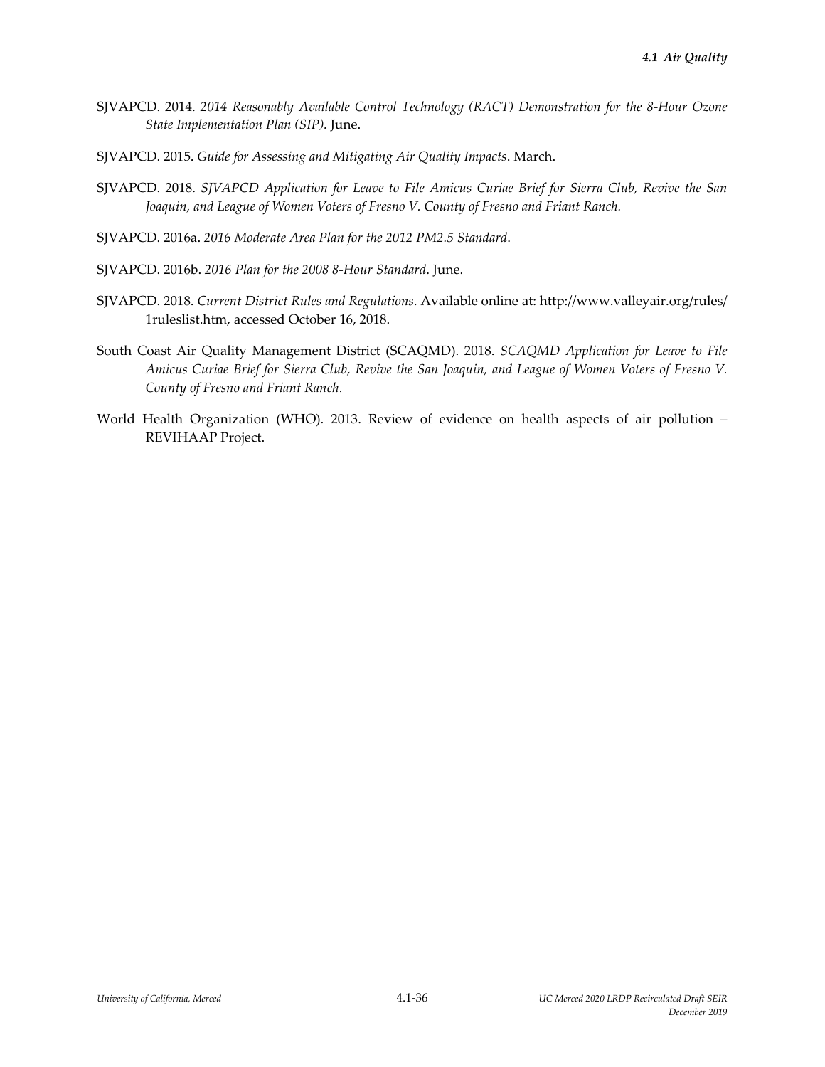SJVAPCD. 2014. *2014 Reasonably Available Control Technology (RACT) Demonstration for the 8-Hour Ozone State Implementation Plan (SIP).* June.

SJVAPCD. 2015. *Guide for Assessing and Mitigating Air Quality Impacts*. March.

SJVAPCD. 2018. *SJVAPCD Application for Leave to File Amicus Curiae Brief for Sierra Club, Revive the San Joaquin, and League of Women Voters of Fresno V. County of Fresno and Friant Ranch.*

SJVAPCD. 2016a. *2016 Moderate Area Plan for the 2012 PM2.5 Standard*.

SJVAPCD. 2016b. *2016 Plan for the 2008 8-Hour Standard*. June.

SJVAPCD. 2018. *Current District Rules and Regulations*. Available online at: http://www.valleyair.org/rules/1ruleslist.htm, accessed October 16, 2018.

South Coast Air Quality Management District (SCAQMD). 2018. *SCAQMD Application for Leave to File Amicus Curiae Brief for Sierra Club, Revive the San Joaquin, and League of Women Voters of Fresno V. County of Fresno and Friant Ranch.*

World Health Organization (WHO). 2013. Review of evidence on health aspects of air pollution – REVIHAAP Project.